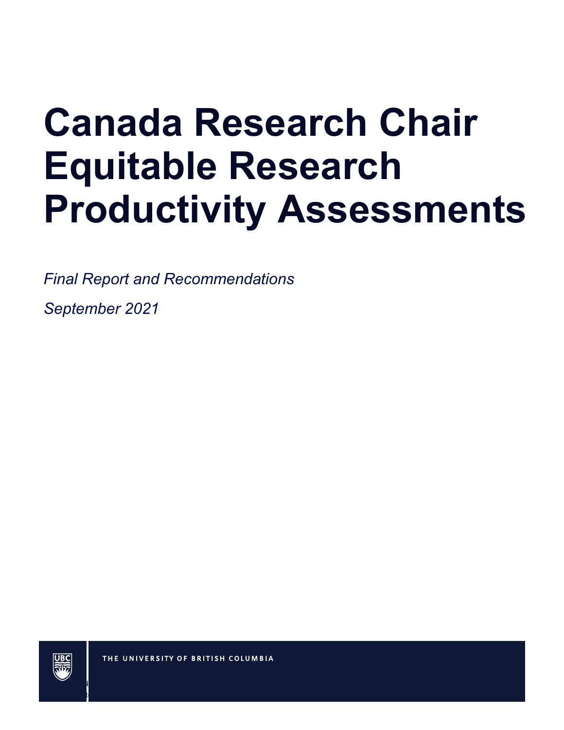# Canada Research Chair Equitable Research Productivity Assessments

*Final Report and Recommendations*

*September 2021*

THE UNIVERSITY OF BRITISH COLUMBIA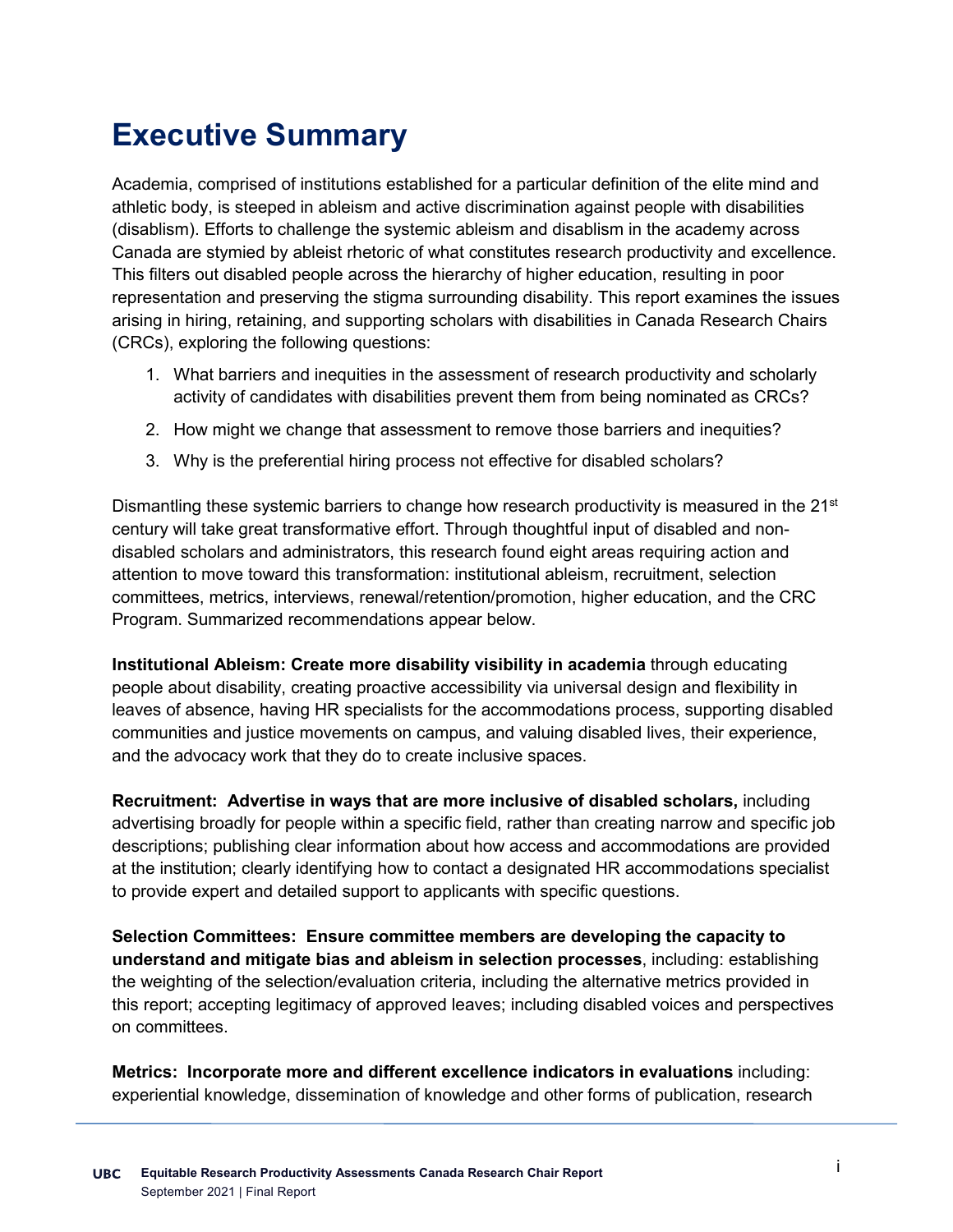# Executive Summary

Academia, comprised of institutions established for a particular definition of the elite mind and athletic body, is steeped in ableism and active discrimination against people with disabilities (disablism). Efforts to challenge the systemic ableism and disablism in the academy across Canada are stymied by ableist rhetoric of what constitutes research productivity and excellence. This filters out disabled people across the hierarchy of higher education, resulting in poor representation and preserving the stigma surrounding disability. This report examines the issues arising in hiring, retaining, and supporting scholars with disabilities in Canada Research Chairs (CRCs), exploring the following questions:

1. What barriers and inequities in the assessment of research productivity and scholarly activity of candidates with disabilities prevent them from being nominated as CRCs?
2. How might we change that assessment to remove those barriers and inequities?
3. Why is the preferential hiring process not effective for disabled scholars?

Dismantling these systemic barriers to change how research productivity is measured in the 21st century will take great transformative effort. Through thoughtful input of disabled and non-disabled scholars and administrators, this research found eight areas requiring action and attention to move toward this transformation: institutional ableism, recruitment, selection committees, metrics, interviews, renewal/retention/promotion, higher education, and the CRC Program. Summarized recommendations appear below.

**Institutional Ableism: Create more disability visibility in academia** through educating people about disability, creating proactive accessibility via universal design and flexibility in leaves of absence, having HR specialists for the accommodations process, supporting disabled communities and justice movements on campus, and valuing disabled lives, their experience, and the advocacy work that they do to create inclusive spaces.

**Recruitment: Advertise in ways that are more inclusive of disabled scholars,** including advertising broadly for people within a specific field, rather than creating narrow and specific job descriptions; publishing clear information about how access and accommodations are provided at the institution; clearly identifying how to contact a designated HR accommodations specialist to provide expert and detailed support to applicants with specific questions.

**Selection Committees: Ensure committee members are developing the capacity to understand and mitigate bias and ableism in selection processes**, including: establishing the weighting of the selection/evaluation criteria, including the alternative metrics provided in this report; accepting legitimacy of approved leaves; including disabled voices and perspectives on committees.

**Metrics: Incorporate more and different excellence indicators in evaluations** including: experiential knowledge, dissemination of knowledge and other forms of publication, research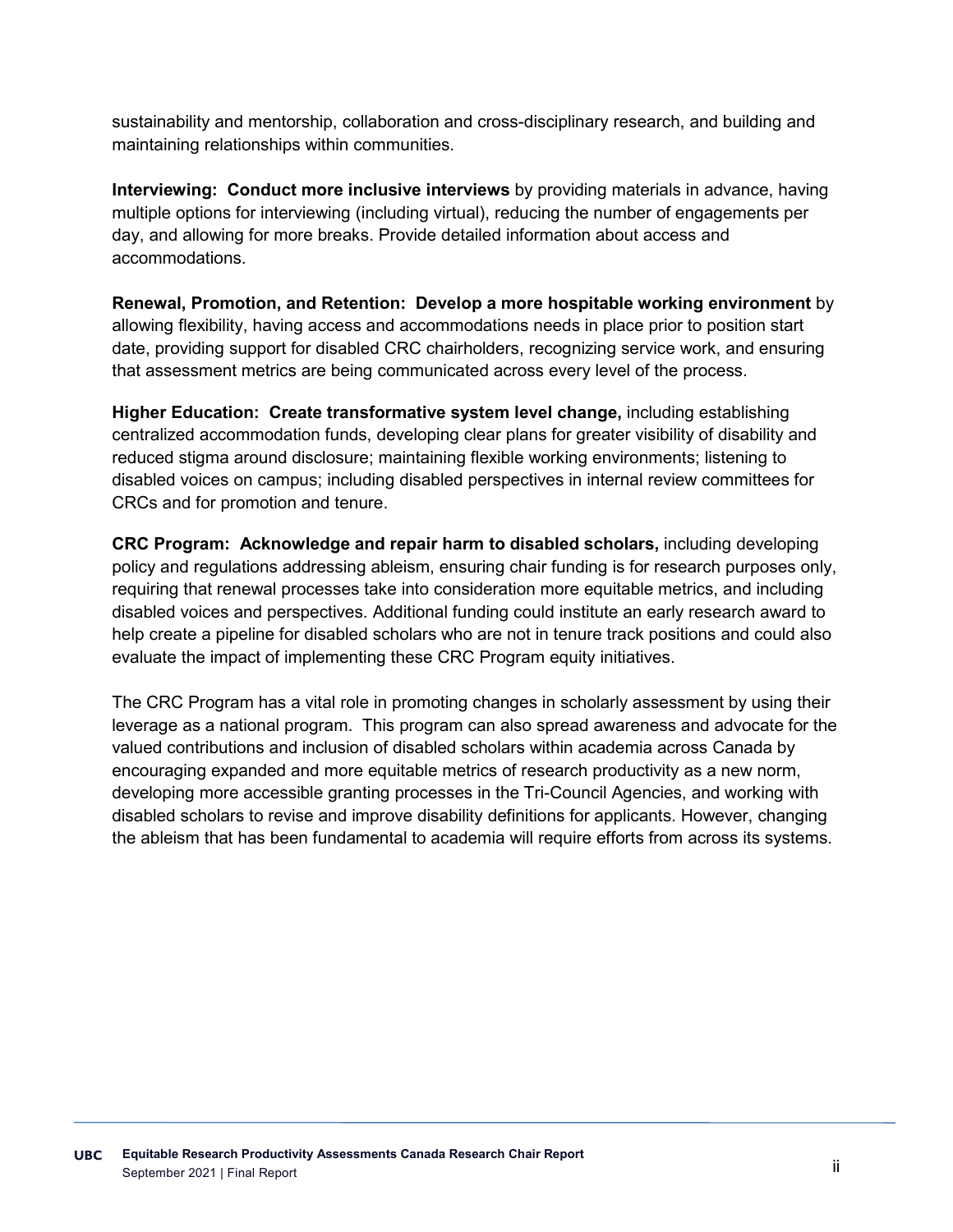sustainability and mentorship, collaboration and cross-disciplinary research, and building and maintaining relationships within communities.

**Interviewing: Conduct more inclusive interviews** by providing materials in advance, having multiple options for interviewing (including virtual), reducing the number of engagements per day, and allowing for more breaks. Provide detailed information about access and accommodations.

**Renewal, Promotion, and Retention: Develop a more hospitable working environment** by allowing flexibility, having access and accommodations needs in place prior to position start date, providing support for disabled CRC chairholders, recognizing service work, and ensuring that assessment metrics are being communicated across every level of the process.

**Higher Education: Create transformative system level change,** including establishing centralized accommodation funds, developing clear plans for greater visibility of disability and reduced stigma around disclosure; maintaining flexible working environments; listening to disabled voices on campus; including disabled perspectives in internal review committees for CRCs and for promotion and tenure.

**CRC Program: Acknowledge and repair harm to disabled scholars,** including developing policy and regulations addressing ableism, ensuring chair funding is for research purposes only, requiring that renewal processes take into consideration more equitable metrics, and including disabled voices and perspectives. Additional funding could institute an early research award to help create a pipeline for disabled scholars who are not in tenure track positions and could also evaluate the impact of implementing these CRC Program equity initiatives.

The CRC Program has a vital role in promoting changes in scholarly assessment by using their leverage as a national program. This program can also spread awareness and advocate for the valued contributions and inclusion of disabled scholars within academia across Canada by encouraging expanded and more equitable metrics of research productivity as a new norm, developing more accessible granting processes in the Tri-Council Agencies, and working with disabled scholars to revise and improve disability definitions for applicants. However, changing the ableism that has been fundamental to academia will require efforts from across its systems.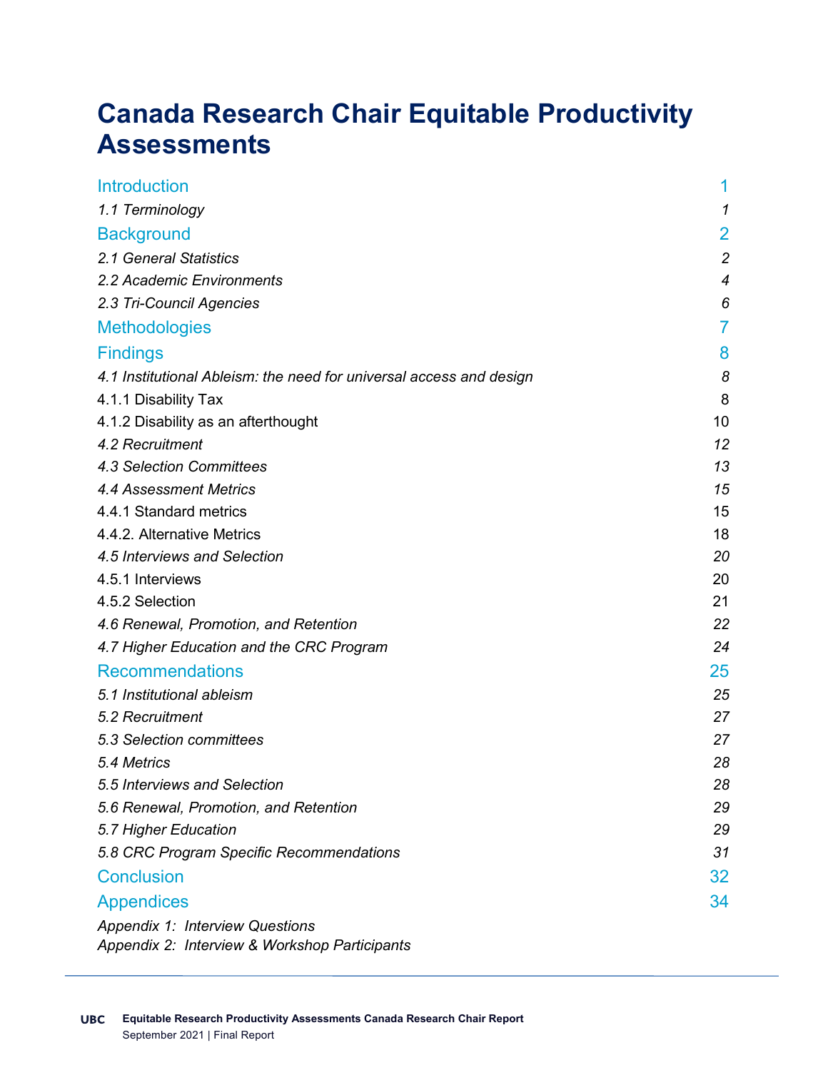# Canada Research Chair Equitable Productivity Assessments

| | |
|---|---|
| Introduction | 1 |
| *1.1 Terminology* | *1* |
| Background | 2 |
| *2.1 General Statistics* | *2* |
| *2.2 Academic Environments* | *4* |
| *2.3 Tri-Council Agencies* | *6* |
| Methodologies | 7 |
| Findings | 8 |
| *4.1 Institutional Ableism: the need for universal access and design* | *8* |
| 4.1.1 Disability Tax | 8 |
| 4.1.2 Disability as an afterthought | 10 |
| *4.2 Recruitment* | *12* |
| *4.3 Selection Committees* | *13* |
| *4.4 Assessment Metrics* | *15* |
| 4.4.1 Standard metrics | 15 |
| 4.4.2. Alternative Metrics | 18 |
| *4.5 Interviews and Selection* | *20* |
| 4.5.1 Interviews | 20 |
| 4.5.2 Selection | 21 |
| *4.6 Renewal, Promotion, and Retention* | *22* |
| *4.7 Higher Education and the CRC Program* | *24* |
| Recommendations | 25 |
| *5.1 Institutional ableism* | *25* |
| *5.2 Recruitment* | *27* |
| *5.3 Selection committees* | *27* |
| *5.4 Metrics* | *28* |
| *5.5 Interviews and Selection* | *28* |
| *5.6 Renewal, Promotion, and Retention* | *29* |
| *5.7 Higher Education* | *29* |
| *5.8 CRC Program Specific Recommendations* | *31* |
| Conclusion | 32 |
| Appendices | 34 |

*Appendix 1: Interview Questions*
*Appendix 2: Interview & Workshop Participants*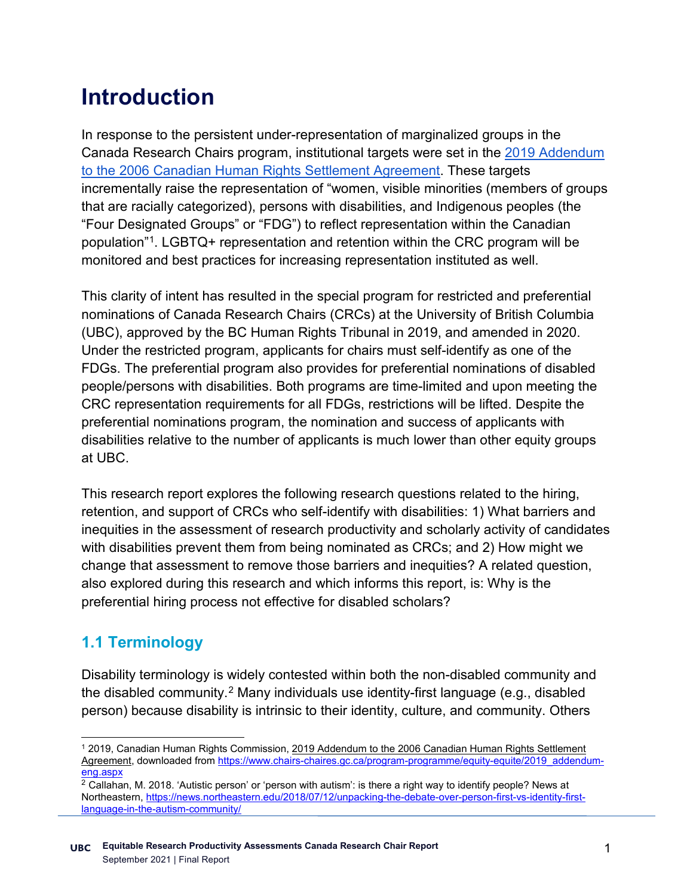# Introduction

In response to the persistent under-representation of marginalized groups in the Canada Research Chairs program, institutional targets were set in the [2019 Addendum to the 2006 Canadian Human Rights Settlement Agreement](https://www.chairs-chaires.gc.ca/program-programme/equity-equite/2019_addendum-eng.aspx). These targets incrementally raise the representation of "women, visible minorities (members of groups that are racially categorized), persons with disabilities, and Indigenous peoples (the "Four Designated Groups" or "FDG") to reflect representation within the Canadian population"[1]. LGBTQ+ representation and retention within the CRC program will be monitored and best practices for increasing representation instituted as well.

This clarity of intent has resulted in the special program for restricted and preferential nominations of Canada Research Chairs (CRCs) at the University of British Columbia (UBC), approved by the BC Human Rights Tribunal in 2019, and amended in 2020. Under the restricted program, applicants for chairs must self-identify as one of the FDGs. The preferential program also provides for preferential nominations of disabled people/persons with disabilities. Both programs are time-limited and upon meeting the CRC representation requirements for all FDGs, restrictions will be lifted. Despite the preferential nominations program, the nomination and success of applicants with disabilities relative to the number of applicants is much lower than other equity groups at UBC.

This research report explores the following research questions related to the hiring, retention, and support of CRCs who self-identify with disabilities: 1) What barriers and inequities in the assessment of research productivity and scholarly activity of candidates with disabilities prevent them from being nominated as CRCs; and 2) How might we change that assessment to remove those barriers and inequities? A related question, also explored during this research and which informs this report, is: Why is the preferential hiring process not effective for disabled scholars?

## 1.1 Terminology

Disability terminology is widely contested within both the non-disabled community and the disabled community.[2] Many individuals use identity-first language (e.g., disabled person) because disability is intrinsic to their identity, culture, and community. Others

---

[1] 2019, Canadian Human Rights Commission, 2019 Addendum to the 2006 Canadian Human Rights Settlement Agreement, downloaded from https://www.chairs-chaires.gc.ca/program-programme/equity-equite/2019_addendum-eng.aspx

[2] Callahan, M. 2018. 'Autistic person' or 'person with autism': is there a right way to identify people? News at Northeastern, https://news.northeastern.edu/2018/07/12/unpacking-the-debate-over-person-first-vs-identity-first-language-in-the-autism-community/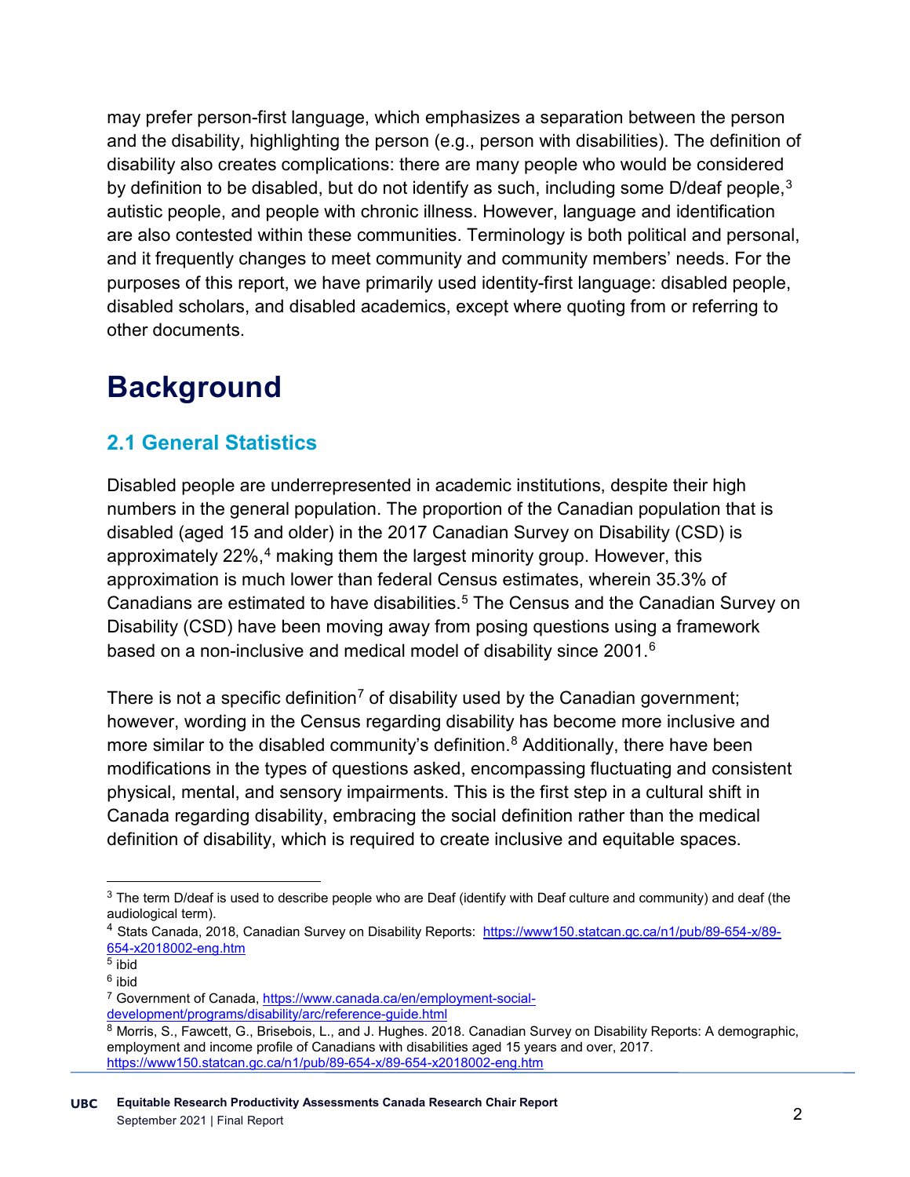may prefer person-first language, which emphasizes a separation between the person and the disability, highlighting the person (e.g., person with disabilities). The definition of disability also creates complications: there are many people who would be considered by definition to be disabled, but do not identify as such, including some D/deaf people,[3] autistic people, and people with chronic illness. However, language and identification are also contested within these communities. Terminology is both political and personal, and it frequently changes to meet community and community members' needs. For the purposes of this report, we have primarily used identity-first language: disabled people, disabled scholars, and disabled academics, except where quoting from or referring to other documents.

# Background

## 2.1 General Statistics

Disabled people are underrepresented in academic institutions, despite their high numbers in the general population. The proportion of the Canadian population that is disabled (aged 15 and older) in the 2017 Canadian Survey on Disability (CSD) is approximately 22%,[4] making them the largest minority group. However, this approximation is much lower than federal Census estimates, wherein 35.3% of Canadians are estimated to have disabilities.[5] The Census and the Canadian Survey on Disability (CSD) have been moving away from posing questions using a framework based on a non-inclusive and medical model of disability since 2001.[6]

There is not a specific definition[7] of disability used by the Canadian government; however, wording in the Census regarding disability has become more inclusive and more similar to the disabled community's definition.[8] Additionally, there have been modifications in the types of questions asked, encompassing fluctuating and consistent physical, mental, and sensory impairments. This is the first step in a cultural shift in Canada regarding disability, embracing the social definition rather than the medical definition of disability, which is required to create inclusive and equitable spaces.

---

[3] The term D/deaf is used to describe people who are Deaf (identify with Deaf culture and community) and deaf (the audiological term).

[4] Stats Canada, 2018, Canadian Survey on Disability Reports: https://www150.statcan.gc.ca/n1/pub/89-654-x/89-654-x2018002-eng.htm

[5] ibid

[6] ibid

[7] Government of Canada, https://www.canada.ca/en/employment-social-development/programs/disability/arc/reference-guide.html

[8] Morris, S., Fawcett, G., Brisebois, L., and J. Hughes. 2018. Canadian Survey on Disability Reports: A demographic, employment and income profile of Canadians with disabilities aged 15 years and over, 2017. https://www150.statcan.gc.ca/n1/pub/89-654-x/89-654-x2018002-eng.htm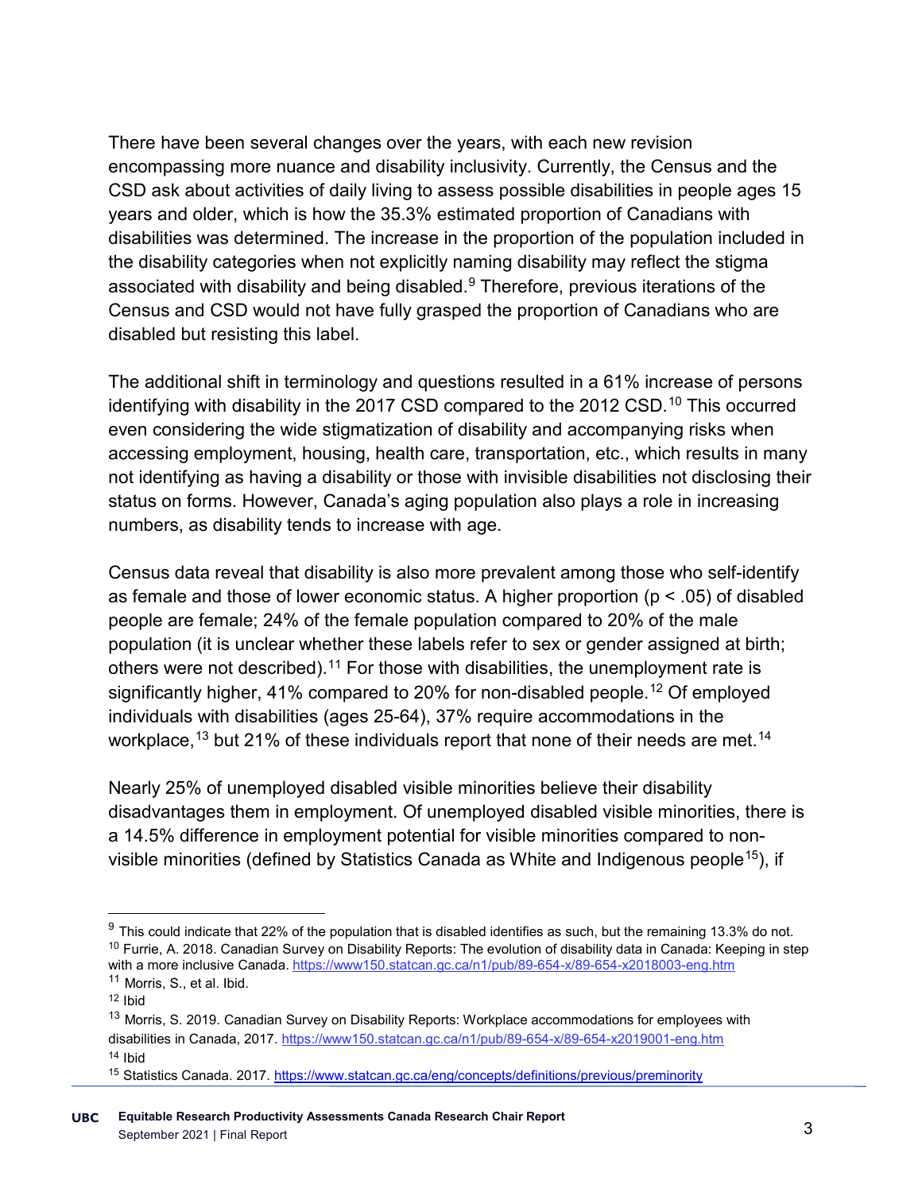There have been several changes over the years, with each new revision encompassing more nuance and disability inclusivity. Currently, the Census and the CSD ask about activities of daily living to assess possible disabilities in people ages 15 years and older, which is how the 35.3% estimated proportion of Canadians with disabilities was determined. The increase in the proportion of the population included in the disability categories when not explicitly naming disability may reflect the stigma associated with disability and being disabled.[9] Therefore, previous iterations of the Census and CSD would not have fully grasped the proportion of Canadians who are disabled but resisting this label.

The additional shift in terminology and questions resulted in a 61% increase of persons identifying with disability in the 2017 CSD compared to the 2012 CSD.[10] This occurred even considering the wide stigmatization of disability and accompanying risks when accessing employment, housing, health care, transportation, etc., which results in many not identifying as having a disability or those with invisible disabilities not disclosing their status on forms. However, Canada's aging population also plays a role in increasing numbers, as disability tends to increase with age.

Census data reveal that disability is also more prevalent among those who self-identify as female and those of lower economic status. A higher proportion ($p < .05$) of disabled people are female; 24% of the female population compared to 20% of the male population (it is unclear whether these labels refer to sex or gender assigned at birth; others were not described).[11] For those with disabilities, the unemployment rate is significantly higher, 41% compared to 20% for non-disabled people.[12] Of employed individuals with disabilities (ages 25-64), 37% require accommodations in the workplace,[13] but 21% of these individuals report that none of their needs are met.[14]

Nearly 25% of unemployed disabled visible minorities believe their disability disadvantages them in employment. Of unemployed disabled visible minorities, there is a 14.5% difference in employment potential for visible minorities compared to non-visible minorities (defined by Statistics Canada as White and Indigenous people[15]), if

---

[9] This could indicate that 22% of the population that is disabled identifies as such, but the remaining 13.3% do not.

[10] Furrie, A. 2018. Canadian Survey on Disability Reports: The evolution of disability data in Canada: Keeping in step with a more inclusive Canada. https://www150.statcan.gc.ca/n1/pub/89-654-x/89-654-x2018003-eng.htm

[11] Morris, S., et al. Ibid.

[12] Ibid

[13] Morris, S. 2019. Canadian Survey on Disability Reports: Workplace accommodations for employees with disabilities in Canada, 2017. https://www150.statcan.gc.ca/n1/pub/89-654-x/89-654-x2019001-eng.htm

[14] Ibid

[15] Statistics Canada. 2017. https://www.statcan.gc.ca/eng/concepts/definitions/previous/preminority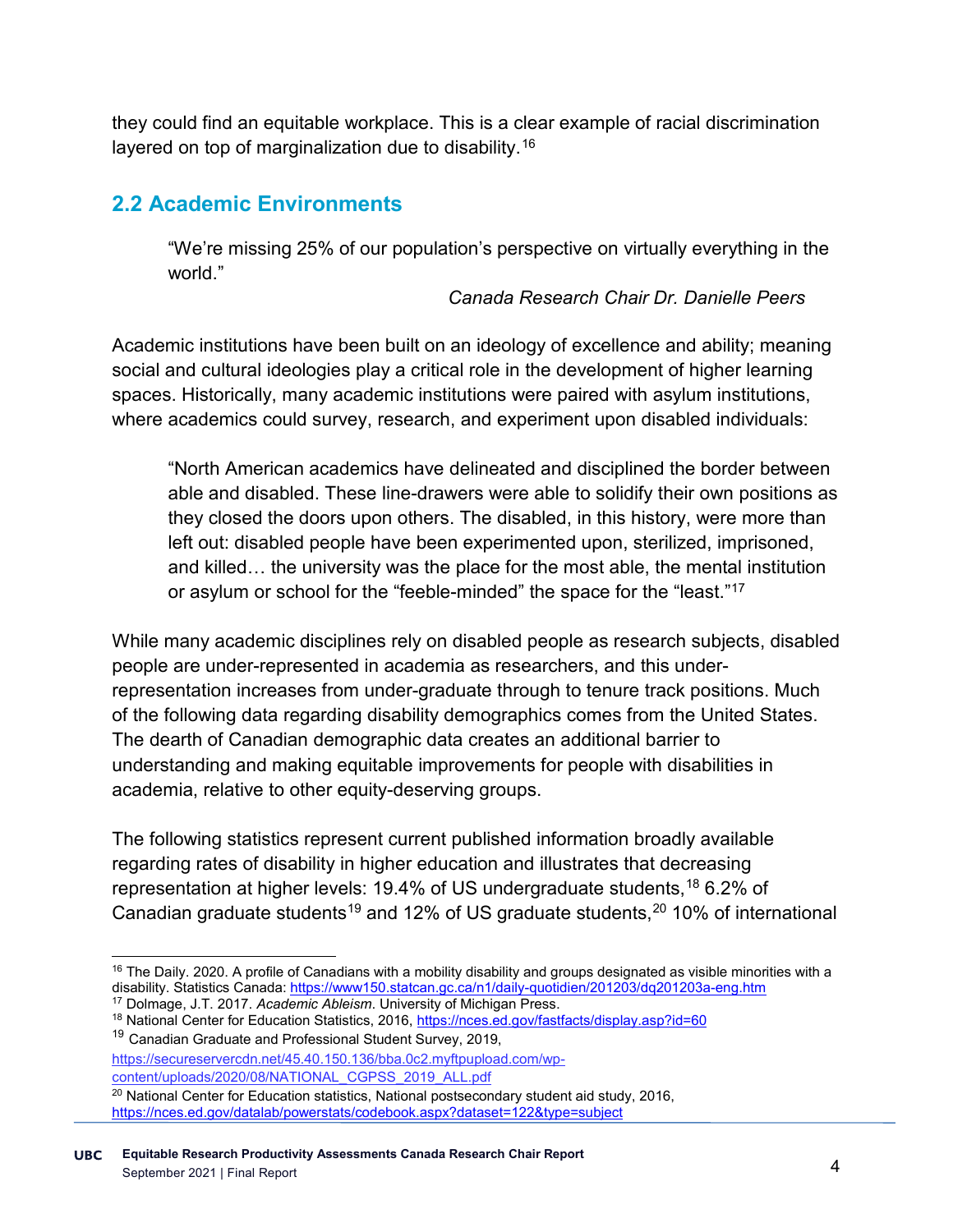they could find an equitable workplace. This is a clear example of racial discrimination layered on top of marginalization due to disability.[16]

## 2.2 Academic Environments

> "We're missing 25% of our population's perspective on virtually everything in the world."
>
> *Canada Research Chair Dr. Danielle Peers*

Academic institutions have been built on an ideology of excellence and ability; meaning social and cultural ideologies play a critical role in the development of higher learning spaces. Historically, many academic institutions were paired with asylum institutions, where academics could survey, research, and experiment upon disabled individuals:

> "North American academics have delineated and disciplined the border between able and disabled. These line-drawers were able to solidify their own positions as they closed the doors upon others. The disabled, in this history, were more than left out: disabled people have been experimented upon, sterilized, imprisoned, and killed… the university was the place for the most able, the mental institution or asylum or school for the "feeble-minded" the space for the "least."[17]

While many academic disciplines rely on disabled people as research subjects, disabled people are under-represented in academia as researchers, and this under-representation increases from under-graduate through to tenure track positions. Much of the following data regarding disability demographics comes from the United States. The dearth of Canadian demographic data creates an additional barrier to understanding and making equitable improvements for people with disabilities in academia, relative to other equity-deserving groups.

The following statistics represent current published information broadly available regarding rates of disability in higher education and illustrates that decreasing representation at higher levels: 19.4% of US undergraduate students,[18] 6.2% of Canadian graduate students[19] and 12% of US graduate students,[20] 10% of international

---

[16] The Daily. 2020. A profile of Canadians with a mobility disability and groups designated as visible minorities with a disability. Statistics Canada: https://www150.statcan.gc.ca/n1/daily-quotidien/201203/dq201203a-eng.htm

[17] Dolmage, J.T. 2017. *Academic Ableism*. University of Michigan Press.

[18] National Center for Education Statistics, 2016, https://nces.ed.gov/fastfacts/display.asp?id=60

[19] Canadian Graduate and Professional Student Survey, 2019, https://secureservercdn.net/45.40.150.136/bba.0c2.myftpupload.com/wp-content/uploads/2020/08/NATIONAL_CGPSS_2019_ALL.pdf

[20] National Center for Education statistics, National postsecondary student aid study, 2016, https://nces.ed.gov/datalab/powerstats/codebook.aspx?dataset=122&type=subject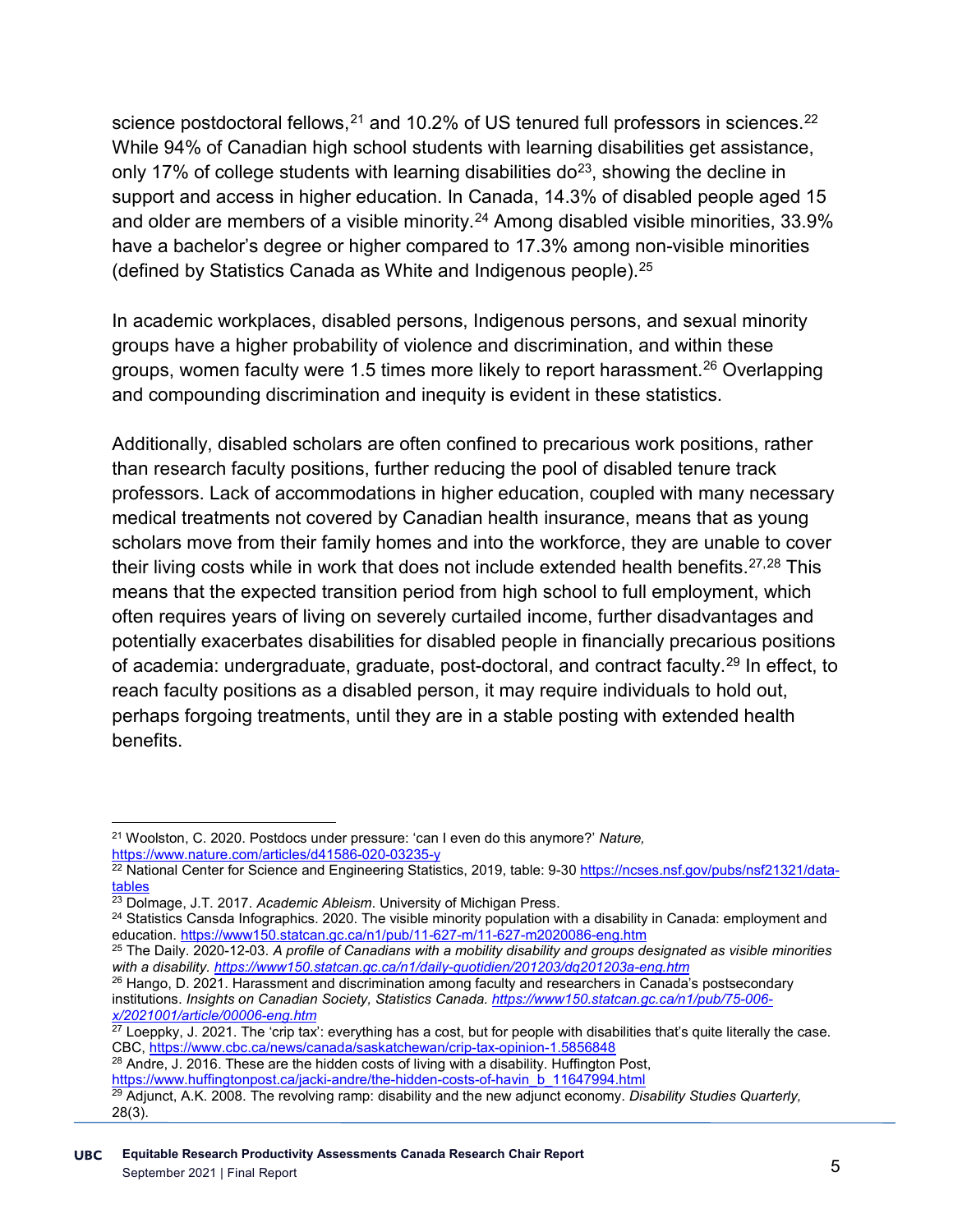science postdoctoral fellows,[21] and 10.2% of US tenured full professors in sciences.[22] While 94% of Canadian high school students with learning disabilities get assistance, only 17% of college students with learning disabilities do[23], showing the decline in support and access in higher education. In Canada, 14.3% of disabled people aged 15 and older are members of a visible minority.[24] Among disabled visible minorities, 33.9% have a bachelor's degree or higher compared to 17.3% among non-visible minorities (defined by Statistics Canada as White and Indigenous people).[25]

In academic workplaces, disabled persons, Indigenous persons, and sexual minority groups have a higher probability of violence and discrimination, and within these groups, women faculty were 1.5 times more likely to report harassment.[26] Overlapping and compounding discrimination and inequity is evident in these statistics.

Additionally, disabled scholars are often confined to precarious work positions, rather than research faculty positions, further reducing the pool of disabled tenure track professors. Lack of accommodations in higher education, coupled with many necessary medical treatments not covered by Canadian health insurance, means that as young scholars move from their family homes and into the workforce, they are unable to cover their living costs while in work that does not include extended health benefits.[27,28] This means that the expected transition period from high school to full employment, which often requires years of living on severely curtailed income, further disadvantages and potentially exacerbates disabilities for disabled people in financially precarious positions of academia: undergraduate, graduate, post-doctoral, and contract faculty.[29] In effect, to reach faculty positions as a disabled person, it may require individuals to hold out, perhaps forgoing treatments, until they are in a stable posting with extended health benefits.

---

[21] Woolston, C. 2020. Postdocs under pressure: 'can I even do this anymore?' *Nature,* https://www.nature.com/articles/d41586-020-03235-y

[22] National Center for Science and Engineering Statistics, 2019, table: 9-30 https://ncses.nsf.gov/pubs/nsf21321/data-tables

[23] Dolmage, J.T. 2017. *Academic Ableism*. University of Michigan Press.

[24] Statistics Cansda Infographics. 2020. The visible minority population with a disability in Canada: employment and education. https://www150.statcan.gc.ca/n1/pub/11-627-m/11-627-m2020086-eng.htm

[25] The Daily. 2020-12-03. *A profile of Canadians with a mobility disability and groups designated as visible minorities with a disability. https://www150.statcan.gc.ca/n1/daily-quotidien/201203/dq201203a-eng.htm*

[26] Hango, D. 2021. Harassment and discrimination among faculty and researchers in Canada's postsecondary institutions. *Insights on Canadian Society, Statistics Canada. https://www150.statcan.gc.ca/n1/pub/75-006-x/2021001/article/00006-eng.htm*

[27] Loeppky, J. 2021. The 'crip tax': everything has a cost, but for people with disabilities that's quite literally the case. CBC, https://www.cbc.ca/news/canada/saskatchewan/crip-tax-opinion-1.5856848

[28] Andre, J. 2016. These are the hidden costs of living with a disability. Huffington Post, https://www.huffingtonpost.ca/jacki-andre/the-hidden-costs-of-havin_b_11647994.html

[29] Adjunct, A.K. 2008. The revolving ramp: disability and the new adjunct economy. *Disability Studies Quarterly,* 28(3).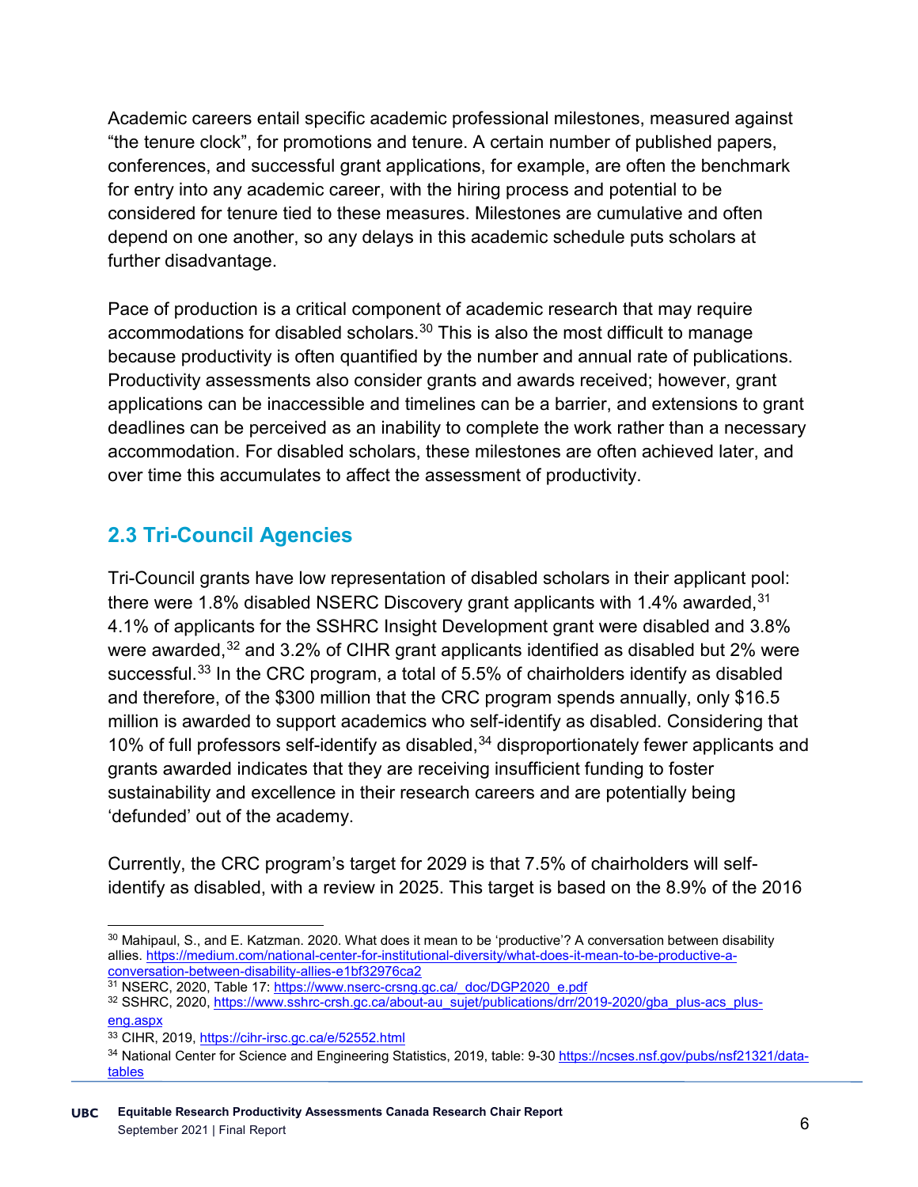Academic careers entail specific academic professional milestones, measured against “the tenure clock”, for promotions and tenure. A certain number of published papers, conferences, and successful grant applications, for example, are often the benchmark for entry into any academic career, with the hiring process and potential to be considered for tenure tied to these measures. Milestones are cumulative and often depend on one another, so any delays in this academic schedule puts scholars at further disadvantage.

Pace of production is a critical component of academic research that may require accommodations for disabled scholars.[30] This is also the most difficult to manage because productivity is often quantified by the number and annual rate of publications. Productivity assessments also consider grants and awards received; however, grant applications can be inaccessible and timelines can be a barrier, and extensions to grant deadlines can be perceived as an inability to complete the work rather than a necessary accommodation. For disabled scholars, these milestones are often achieved later, and over time this accumulates to affect the assessment of productivity.

## 2.3 Tri-Council Agencies

Tri-Council grants have low representation of disabled scholars in their applicant pool: there were 1.8% disabled NSERC Discovery grant applicants with 1.4% awarded,[31] 4.1% of applicants for the SSHRC Insight Development grant were disabled and 3.8% were awarded,[32] and 3.2% of CIHR grant applicants identified as disabled but 2% were successful.[33] In the CRC program, a total of 5.5% of chairholders identify as disabled and therefore, of the $300 million that the CRC program spends annually, only $16.5 million is awarded to support academics who self-identify as disabled. Considering that 10% of full professors self-identify as disabled,[34] disproportionately fewer applicants and grants awarded indicates that they are receiving insufficient funding to foster sustainability and excellence in their research careers and are potentially being ‘defunded’ out of the academy.

Currently, the CRC program’s target for 2029 is that 7.5% of chairholders will self-identify as disabled, with a review in 2025. This target is based on the 8.9% of the 2016

---

[30] Mahipaul, S., and E. Katzman. 2020. What does it mean to be ‘productive’? A conversation between disability allies. https://medium.com/national-center-for-institutional-diversity/what-does-it-mean-to-be-productive-a-conversation-between-disability-allies-e1bf32976ca2

[31] NSERC, 2020, Table 17: https://www.nserc-crsng.gc.ca/_doc/DGP2020_e.pdf

[32] SSHRC, 2020, https://www.sshrc-crsh.gc.ca/about-au_sujet/publications/drr/2019-2020/gba_plus-acs_plus-eng.aspx

[33] CIHR, 2019, https://cihr-irsc.gc.ca/e/52552.html

[34] National Center for Science and Engineering Statistics, 2019, table: 9-30 https://ncses.nsf.gov/pubs/nsf21321/data-tables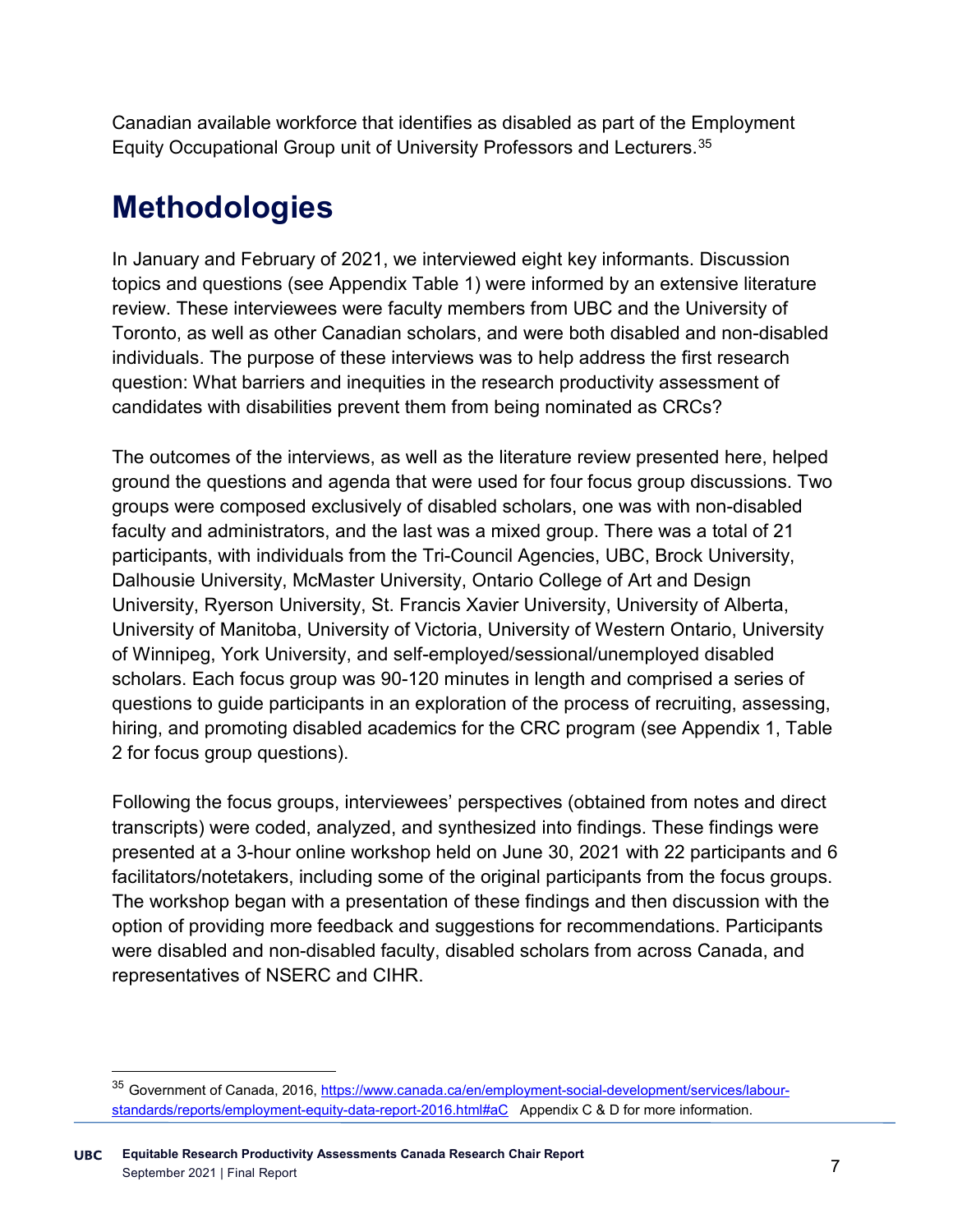Canadian available workforce that identifies as disabled as part of the Employment Equity Occupational Group unit of University Professors and Lecturers.[35]

# Methodologies

In January and February of 2021, we interviewed eight key informants. Discussion topics and questions (see Appendix Table 1) were informed by an extensive literature review. These interviewees were faculty members from UBC and the University of Toronto, as well as other Canadian scholars, and were both disabled and non-disabled individuals. The purpose of these interviews was to help address the first research question: What barriers and inequities in the research productivity assessment of candidates with disabilities prevent them from being nominated as CRCs?

The outcomes of the interviews, as well as the literature review presented here, helped ground the questions and agenda that were used for four focus group discussions. Two groups were composed exclusively of disabled scholars, one was with non-disabled faculty and administrators, and the last was a mixed group. There was a total of 21 participants, with individuals from the Tri-Council Agencies, UBC, Brock University, Dalhousie University, McMaster University, Ontario College of Art and Design University, Ryerson University, St. Francis Xavier University, University of Alberta, University of Manitoba, University of Victoria, University of Western Ontario, University of Winnipeg, York University, and self-employed/sessional/unemployed disabled scholars. Each focus group was 90-120 minutes in length and comprised a series of questions to guide participants in an exploration of the process of recruiting, assessing, hiring, and promoting disabled academics for the CRC program (see Appendix 1, Table 2 for focus group questions).

Following the focus groups, interviewees' perspectives (obtained from notes and direct transcripts) were coded, analyzed, and synthesized into findings. These findings were presented at a 3-hour online workshop held on June 30, 2021 with 22 participants and 6 facilitators/notetakers, including some of the original participants from the focus groups. The workshop began with a presentation of these findings and then discussion with the option of providing more feedback and suggestions for recommendations. Participants were disabled and non-disabled faculty, disabled scholars from across Canada, and representatives of NSERC and CIHR.

---

[35] Government of Canada, 2016, https://www.canada.ca/en/employment-social-development/services/labour-standards/reports/employment-equity-data-report-2016.html#aC Appendix C & D for more information.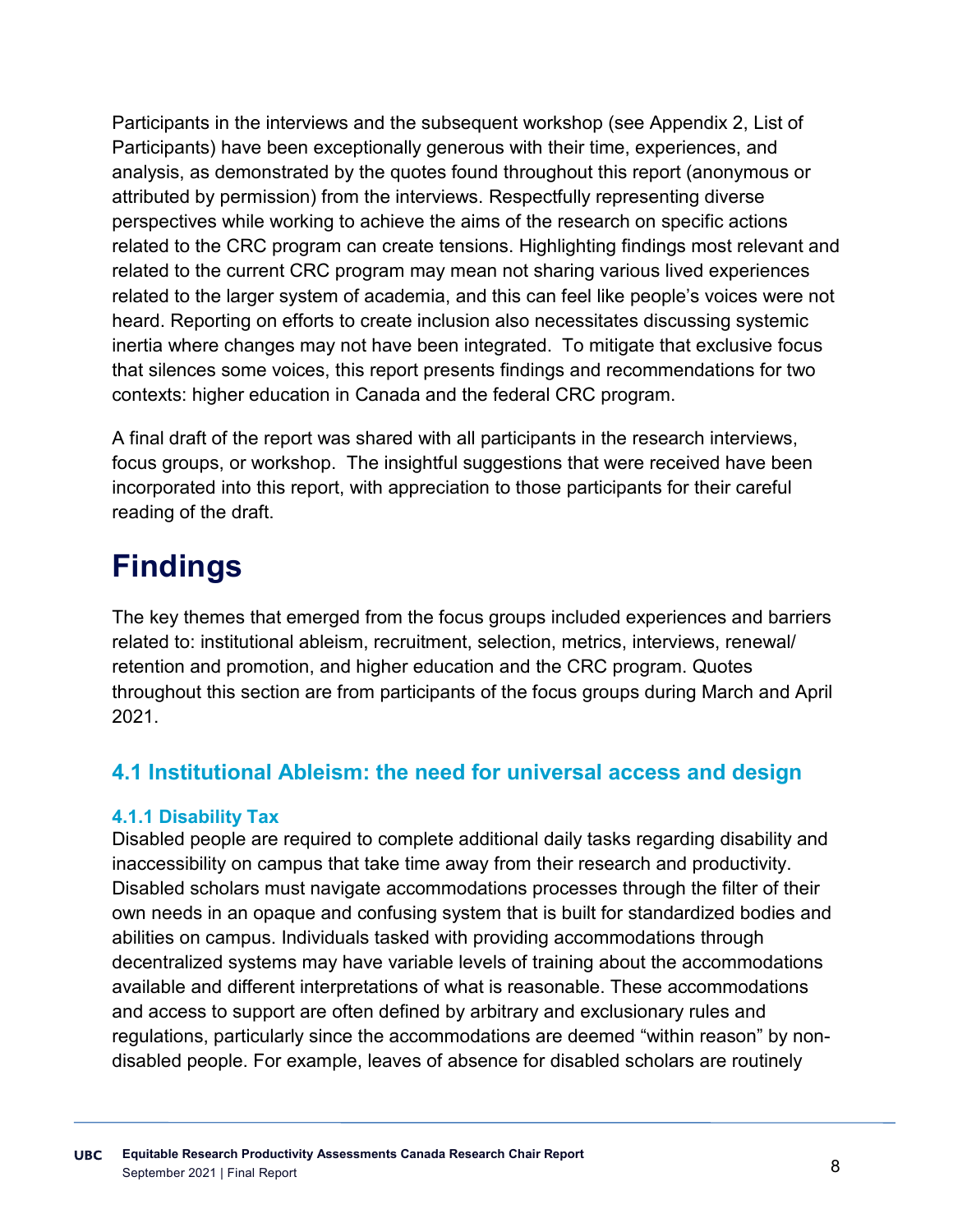Participants in the interviews and the subsequent workshop (see Appendix 2, List of Participants) have been exceptionally generous with their time, experiences, and analysis, as demonstrated by the quotes found throughout this report (anonymous or attributed by permission) from the interviews. Respectfully representing diverse perspectives while working to achieve the aims of the research on specific actions related to the CRC program can create tensions. Highlighting findings most relevant and related to the current CRC program may mean not sharing various lived experiences related to the larger system of academia, and this can feel like people's voices were not heard. Reporting on efforts to create inclusion also necessitates discussing systemic inertia where changes may not have been integrated. To mitigate that exclusive focus that silences some voices, this report presents findings and recommendations for two contexts: higher education in Canada and the federal CRC program.

A final draft of the report was shared with all participants in the research interviews, focus groups, or workshop. The insightful suggestions that were received have been incorporated into this report, with appreciation to those participants for their careful reading of the draft.

# Findings

The key themes that emerged from the focus groups included experiences and barriers related to: institutional ableism, recruitment, selection, metrics, interviews, renewal/retention and promotion, and higher education and the CRC program. Quotes throughout this section are from participants of the focus groups during March and April 2021.

## 4.1 Institutional Ableism: the need for universal access and design

### 4.1.1 Disability Tax

Disabled people are required to complete additional daily tasks regarding disability and inaccessibility on campus that take time away from their research and productivity. Disabled scholars must navigate accommodations processes through the filter of their own needs in an opaque and confusing system that is built for standardized bodies and abilities on campus. Individuals tasked with providing accommodations through decentralized systems may have variable levels of training about the accommodations available and different interpretations of what is reasonable. These accommodations and access to support are often defined by arbitrary and exclusionary rules and regulations, particularly since the accommodations are deemed "within reason" by non-disabled people. For example, leaves of absence for disabled scholars are routinely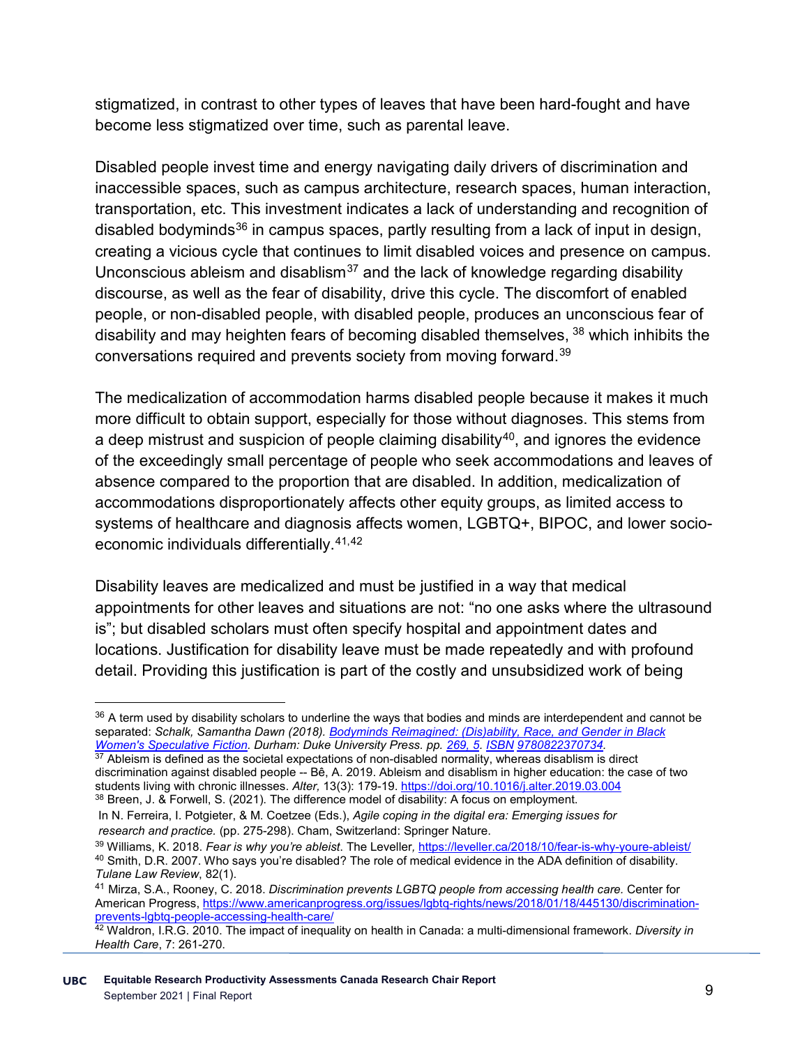stigmatized, in contrast to other types of leaves that have been hard-fought and have become less stigmatized over time, such as parental leave.

Disabled people invest time and energy navigating daily drivers of discrimination and inaccessible spaces, such as campus architecture, research spaces, human interaction, transportation, etc. This investment indicates a lack of understanding and recognition of disabled bodyminds[36] in campus spaces, partly resulting from a lack of input in design, creating a vicious cycle that continues to limit disabled voices and presence on campus. Unconscious ableism and disablism[37] and the lack of knowledge regarding disability discourse, as well as the fear of disability, drive this cycle. The discomfort of enabled people, or non-disabled people, with disabled people, produces an unconscious fear of disability and may heighten fears of becoming disabled themselves, [38] which inhibits the conversations required and prevents society from moving forward.[39]

The medicalization of accommodation harms disabled people because it makes it much more difficult to obtain support, especially for those without diagnoses. This stems from a deep mistrust and suspicion of people claiming disability[40], and ignores the evidence of the exceedingly small percentage of people who seek accommodations and leaves of absence compared to the proportion that are disabled. In addition, medicalization of accommodations disproportionately affects other equity groups, as limited access to systems of healthcare and diagnosis affects women, LGBTQ+, BIPOC, and lower socio-economic individuals differentially.[41,42]

Disability leaves are medicalized and must be justified in a way that medical appointments for other leaves and situations are not: "no one asks where the ultrasound is"; but disabled scholars must often specify hospital and appointment dates and locations. Justification for disability leave must be made repeatedly and with profound detail. Providing this justification is part of the costly and unsubsidized work of being

---

[36] A term used by disability scholars to underline the ways that bodies and minds are interdependent and cannot be separated: *Schalk, Samantha Dawn (2018). [Bodyminds Reimagined: (Dis)ability, Race, and Gender in Black Women's Speculative Fiction](). Durham: Duke University Press. pp. [269, 5](). [ISBN]() [9780822370734]().*

[37] Ableism is defined as the societal expectations of non-disabled normality, whereas disablism is direct discrimination against disabled people -- Bê, A. 2019. Ableism and disablism in higher education: the case of two students living with chronic illnesses. *Alter,* 13(3): 179-19. https://doi.org/10.1016/j.alter.2019.03.004

[38] Breen, J. & Forwell, S. (2021). The difference model of disability: A focus on employment. In N. Ferreira, I. Potgieter, & M. Coetzee (Eds.), *Agile coping in the digital era: Emerging issues for research and practice.* (pp. 275-298). Cham, Switzerland: Springer Nature.

[39] Williams, K. 2018. *Fear is why you're ableist*. The Leveller*,* https://leveller.ca/2018/10/fear-is-why-youre-ableist/

[40] Smith, D.R. 2007. Who says you're disabled? The role of medical evidence in the ADA definition of disability. *Tulane Law Review*, 82(1).

[41] Mirza, S.A., Rooney, C. 2018. *Discrimination prevents LGBTQ people from accessing health care.* Center for American Progress, https://www.americanprogress.org/issues/lgbtq-rights/news/2018/01/18/445130/discrimination-prevents-lgbtq-people-accessing-health-care/

[42] Waldron, I.R.G. 2010. The impact of inequality on health in Canada: a multi-dimensional framework. *Diversity in Health Care*, 7: 261-270.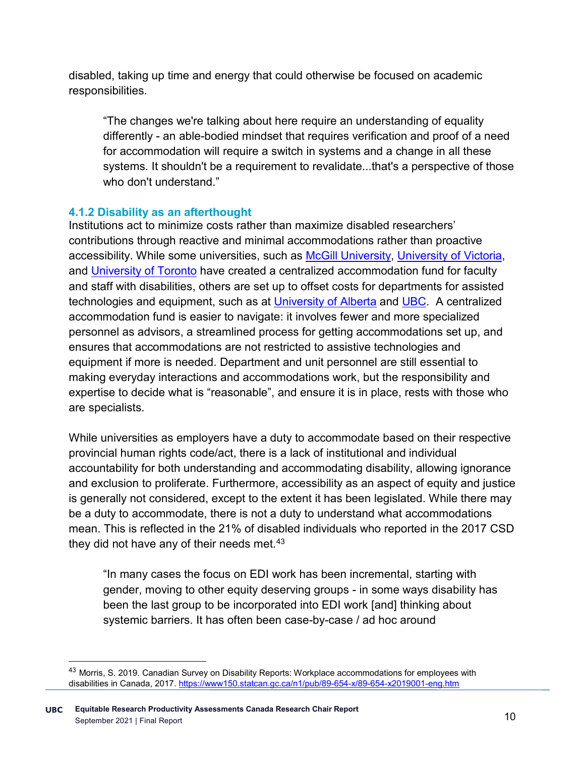disabled, taking up time and energy that could otherwise be focused on academic responsibilities.

> "The changes we're talking about here require an understanding of equality differently - an able-bodied mindset that requires verification and proof of a need for accommodation will require a switch in systems and a change in all these systems. It shouldn't be a requirement to revalidate...that's a perspective of those who don't understand."

### 4.1.2 Disability as an afterthought

Institutions act to minimize costs rather than maximize disabled researchers' contributions through reactive and minimal accommodations rather than proactive accessibility. While some universities, such as [McGill University](), [University of Victoria](), and [University of Toronto]() have created a centralized accommodation fund for faculty and staff with disabilities, others are set up to offset costs for departments for assisted technologies and equipment, such as at [University of Alberta]() and [UBC](). A centralized accommodation fund is easier to navigate: it involves fewer and more specialized personnel as advisors, a streamlined process for getting accommodations set up, and ensures that accommodations are not restricted to assistive technologies and equipment if more is needed. Department and unit personnel are still essential to making everyday interactions and accommodations work, but the responsibility and expertise to decide what is "reasonable", and ensure it is in place, rests with those who are specialists.

While universities as employers have a duty to accommodate based on their respective provincial human rights code/act, there is a lack of institutional and individual accountability for both understanding and accommodating disability, allowing ignorance and exclusion to proliferate. Furthermore, accessibility as an aspect of equity and justice is generally not considered, except to the extent it has been legislated. While there may be a duty to accommodate, there is not a duty to understand what accommodations mean. This is reflected in the 21% of disabled individuals who reported in the 2017 CSD they did not have any of their needs met.[43]

> "In many cases the focus on EDI work has been incremental, starting with gender, moving to other equity deserving groups - in some ways disability has been the last group to be incorporated into EDI work [and] thinking about systemic barriers. It has often been case-by-case / ad hoc around

---

[43] Morris, S. 2019. Canadian Survey on Disability Reports: Workplace accommodations for employees with disabilities in Canada, 2017. https://www150.statcan.gc.ca/n1/pub/89-654-x/89-654-x2019001-eng.htm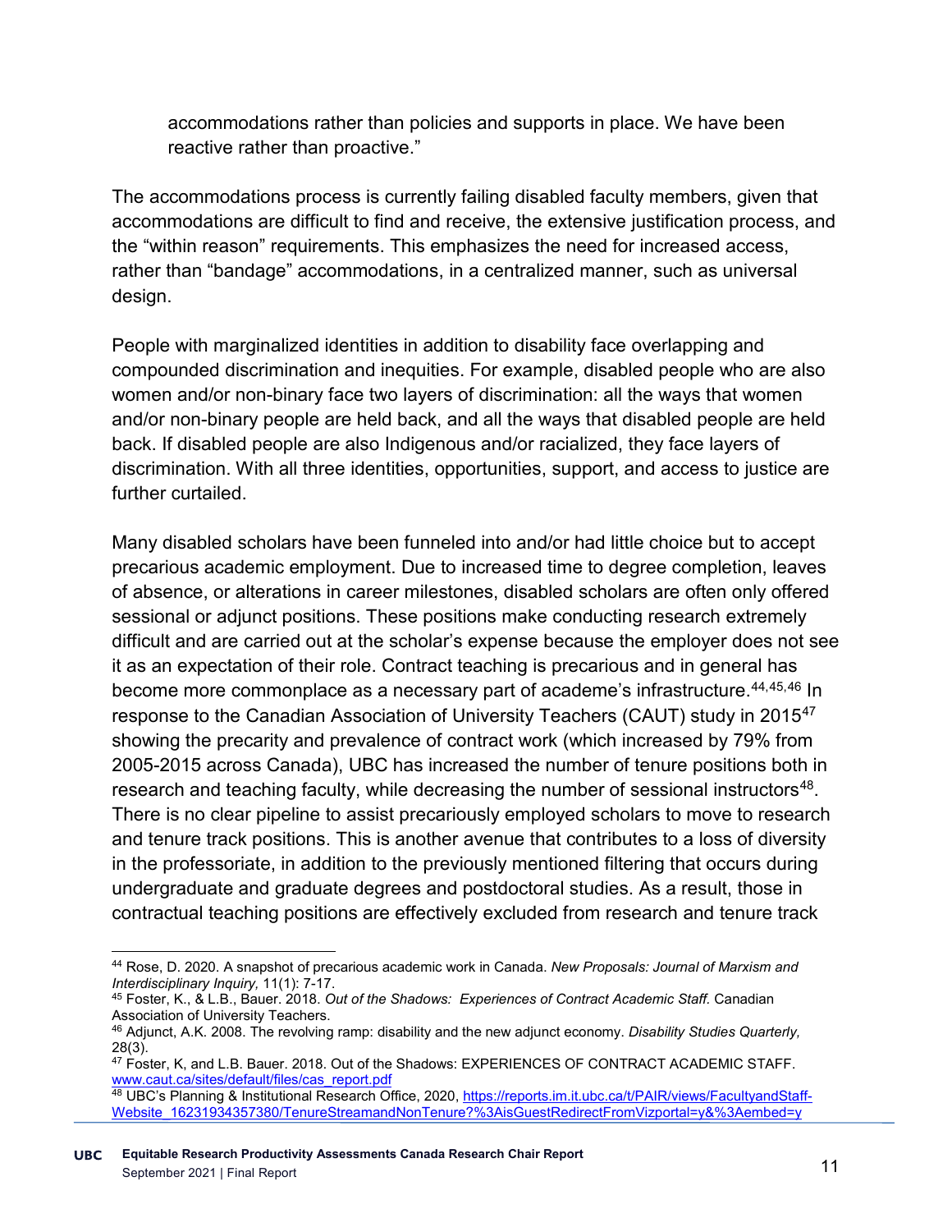accommodations rather than policies and supports in place. We have been reactive rather than proactive."

The accommodations process is currently failing disabled faculty members, given that accommodations are difficult to find and receive, the extensive justification process, and the "within reason" requirements. This emphasizes the need for increased access, rather than "bandage" accommodations, in a centralized manner, such as universal design.

People with marginalized identities in addition to disability face overlapping and compounded discrimination and inequities. For example, disabled people who are also women and/or non-binary face two layers of discrimination: all the ways that women and/or non-binary people are held back, and all the ways that disabled people are held back. If disabled people are also Indigenous and/or racialized, they face layers of discrimination. With all three identities, opportunities, support, and access to justice are further curtailed.

Many disabled scholars have been funneled into and/or had little choice but to accept precarious academic employment. Due to increased time to degree completion, leaves of absence, or alterations in career milestones, disabled scholars are often only offered sessional or adjunct positions. These positions make conducting research extremely difficult and are carried out at the scholar's expense because the employer does not see it as an expectation of their role. Contract teaching is precarious and in general has become more commonplace as a necessary part of academe's infrastructure.[44,45,46] In response to the Canadian Association of University Teachers (CAUT) study in 2015[47] showing the precarity and prevalence of contract work (which increased by 79% from 2005-2015 across Canada), UBC has increased the number of tenure positions both in research and teaching faculty, while decreasing the number of sessional instructors[48]. There is no clear pipeline to assist precariously employed scholars to move to research and tenure track positions. This is another avenue that contributes to a loss of diversity in the professoriate, in addition to the previously mentioned filtering that occurs during undergraduate and graduate degrees and postdoctoral studies. As a result, those in contractual teaching positions are effectively excluded from research and tenure track

---

[44] Rose, D. 2020. A snapshot of precarious academic work in Canada. *New Proposals: Journal of Marxism and Interdisciplinary Inquiry,* 11(1): 7-17.

[45] Foster, K., & L.B., Bauer. 2018. *Out of the Shadows: Experiences of Contract Academic Staff.* Canadian Association of University Teachers.

[46] Adjunct, A.K. 2008. The revolving ramp: disability and the new adjunct economy. *Disability Studies Quarterly,* 28(3).

[47] Foster, K, and L.B. Bauer. 2018. Out of the Shadows: EXPERIENCES OF CONTRACT ACADEMIC STAFF. www.caut.ca/sites/default/files/cas_report.pdf

[48] UBC's Planning & Institutional Research Office, 2020, https://reports.im.it.ubc.ca/t/PAIR/views/FacultyandStaff-Website_16231934357380/TenureStreamandNonTenure?%3AisGuestRedirectFromVizportal=y&%3Aembed=y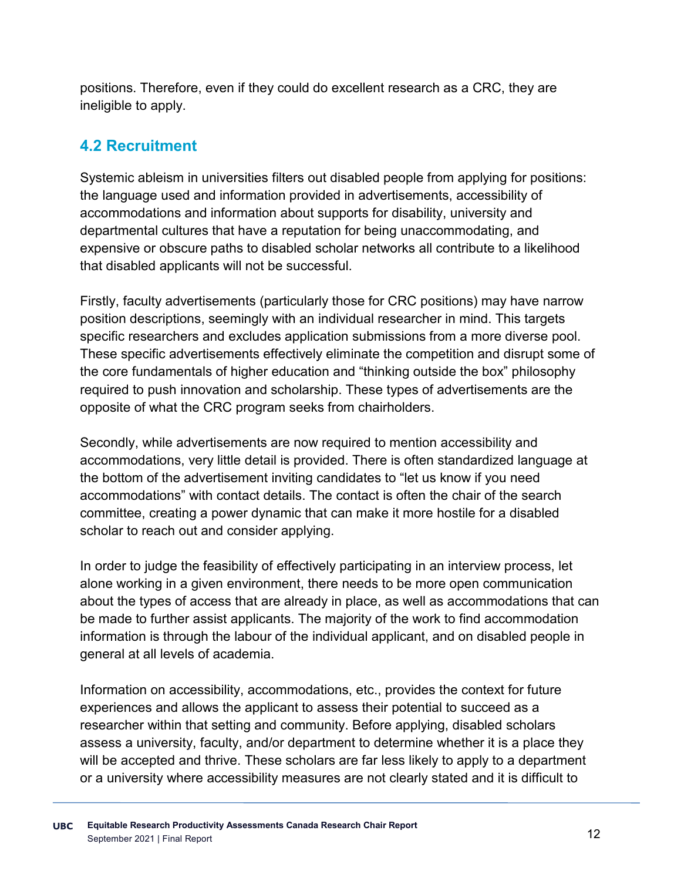positions. Therefore, even if they could do excellent research as a CRC, they are ineligible to apply.

## 4.2 Recruitment

Systemic ableism in universities filters out disabled people from applying for positions: the language used and information provided in advertisements, accessibility of accommodations and information about supports for disability, university and departmental cultures that have a reputation for being unaccommodating, and expensive or obscure paths to disabled scholar networks all contribute to a likelihood that disabled applicants will not be successful.

Firstly, faculty advertisements (particularly those for CRC positions) may have narrow position descriptions, seemingly with an individual researcher in mind. This targets specific researchers and excludes application submissions from a more diverse pool. These specific advertisements effectively eliminate the competition and disrupt some of the core fundamentals of higher education and "thinking outside the box" philosophy required to push innovation and scholarship. These types of advertisements are the opposite of what the CRC program seeks from chairholders.

Secondly, while advertisements are now required to mention accessibility and accommodations, very little detail is provided. There is often standardized language at the bottom of the advertisement inviting candidates to "let us know if you need accommodations" with contact details. The contact is often the chair of the search committee, creating a power dynamic that can make it more hostile for a disabled scholar to reach out and consider applying.

In order to judge the feasibility of effectively participating in an interview process, let alone working in a given environment, there needs to be more open communication about the types of access that are already in place, as well as accommodations that can be made to further assist applicants. The majority of the work to find accommodation information is through the labour of the individual applicant, and on disabled people in general at all levels of academia.

Information on accessibility, accommodations, etc., provides the context for future experiences and allows the applicant to assess their potential to succeed as a researcher within that setting and community. Before applying, disabled scholars assess a university, faculty, and/or department to determine whether it is a place they will be accepted and thrive. These scholars are far less likely to apply to a department or a university where accessibility measures are not clearly stated and it is difficult to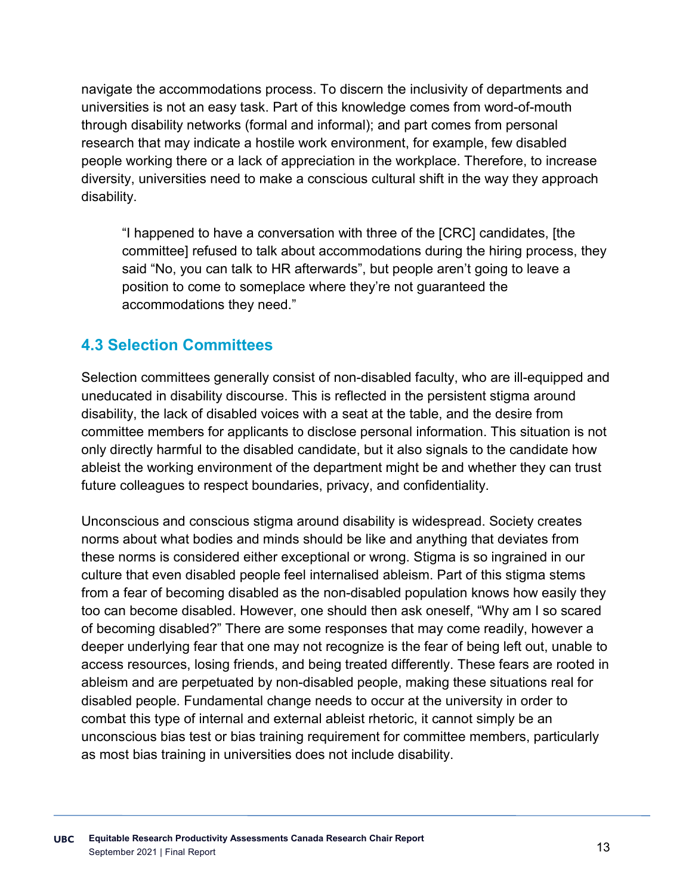navigate the accommodations process. To discern the inclusivity of departments and universities is not an easy task. Part of this knowledge comes from word-of-mouth through disability networks (formal and informal); and part comes from personal research that may indicate a hostile work environment, for example, few disabled people working there or a lack of appreciation in the workplace. Therefore, to increase diversity, universities need to make a conscious cultural shift in the way they approach disability.

> "I happened to have a conversation with three of the [CRC] candidates, [the committee] refused to talk about accommodations during the hiring process, they said "No, you can talk to HR afterwards", but people aren't going to leave a position to come to someplace where they're not guaranteed the accommodations they need."

## 4.3 Selection Committees

Selection committees generally consist of non-disabled faculty, who are ill-equipped and uneducated in disability discourse. This is reflected in the persistent stigma around disability, the lack of disabled voices with a seat at the table, and the desire from committee members for applicants to disclose personal information. This situation is not only directly harmful to the disabled candidate, but it also signals to the candidate how ableist the working environment of the department might be and whether they can trust future colleagues to respect boundaries, privacy, and confidentiality.

Unconscious and conscious stigma around disability is widespread. Society creates norms about what bodies and minds should be like and anything that deviates from these norms is considered either exceptional or wrong. Stigma is so ingrained in our culture that even disabled people feel internalised ableism. Part of this stigma stems from a fear of becoming disabled as the non-disabled population knows how easily they too can become disabled. However, one should then ask oneself, "Why am I so scared of becoming disabled?" There are some responses that may come readily, however a deeper underlying fear that one may not recognize is the fear of being left out, unable to access resources, losing friends, and being treated differently. These fears are rooted in ableism and are perpetuated by non-disabled people, making these situations real for disabled people. Fundamental change needs to occur at the university in order to combat this type of internal and external ableist rhetoric, it cannot simply be an unconscious bias test or bias training requirement for committee members, particularly as most bias training in universities does not include disability.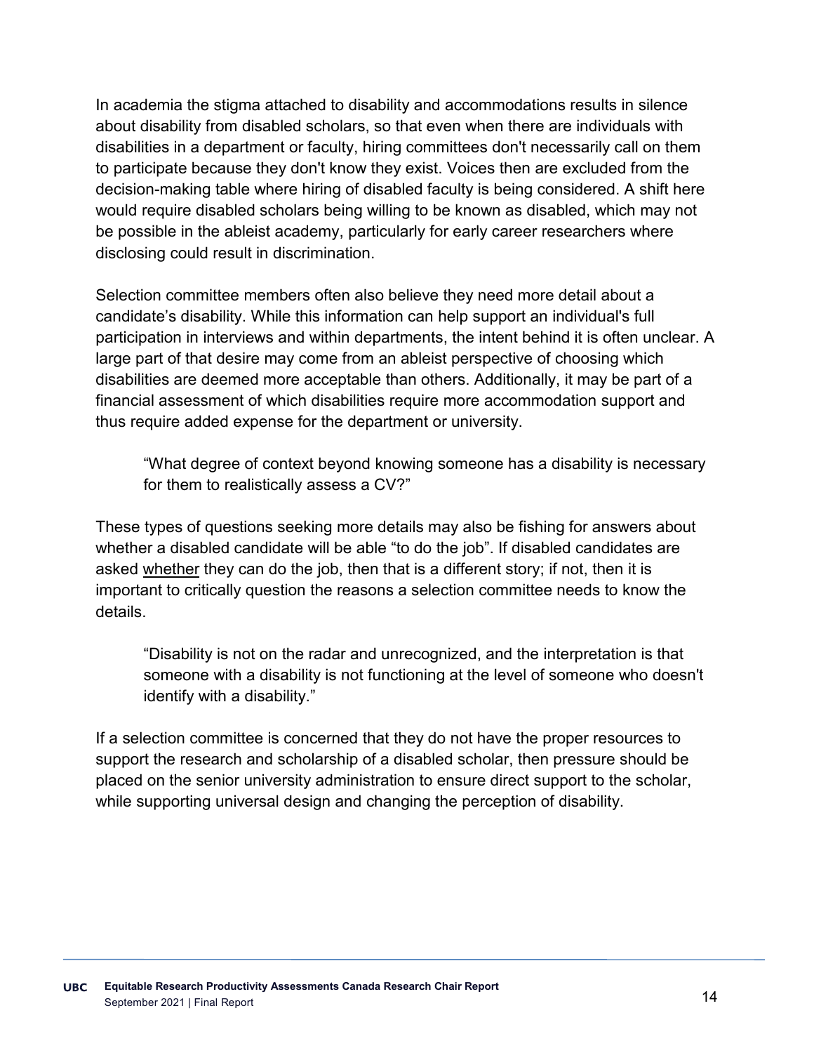In academia the stigma attached to disability and accommodations results in silence about disability from disabled scholars, so that even when there are individuals with disabilities in a department or faculty, hiring committees don't necessarily call on them to participate because they don't know they exist. Voices then are excluded from the decision-making table where hiring of disabled faculty is being considered. A shift here would require disabled scholars being willing to be known as disabled, which may not be possible in the ableist academy, particularly for early career researchers where disclosing could result in discrimination.

Selection committee members often also believe they need more detail about a candidate's disability. While this information can help support an individual's full participation in interviews and within departments, the intent behind it is often unclear. A large part of that desire may come from an ableist perspective of choosing which disabilities are deemed more acceptable than others. Additionally, it may be part of a financial assessment of which disabilities require more accommodation support and thus require added expense for the department or university.

> "What degree of context beyond knowing someone has a disability is necessary for them to realistically assess a CV?"

These types of questions seeking more details may also be fishing for answers about whether a disabled candidate will be able "to do the job". If disabled candidates are asked <u>whether</u> they can do the job, then that is a different story; if not, then it is important to critically question the reasons a selection committee needs to know the details.

> "Disability is not on the radar and unrecognized, and the interpretation is that someone with a disability is not functioning at the level of someone who doesn't identify with a disability."

If a selection committee is concerned that they do not have the proper resources to support the research and scholarship of a disabled scholar, then pressure should be placed on the senior university administration to ensure direct support to the scholar, while supporting universal design and changing the perception of disability.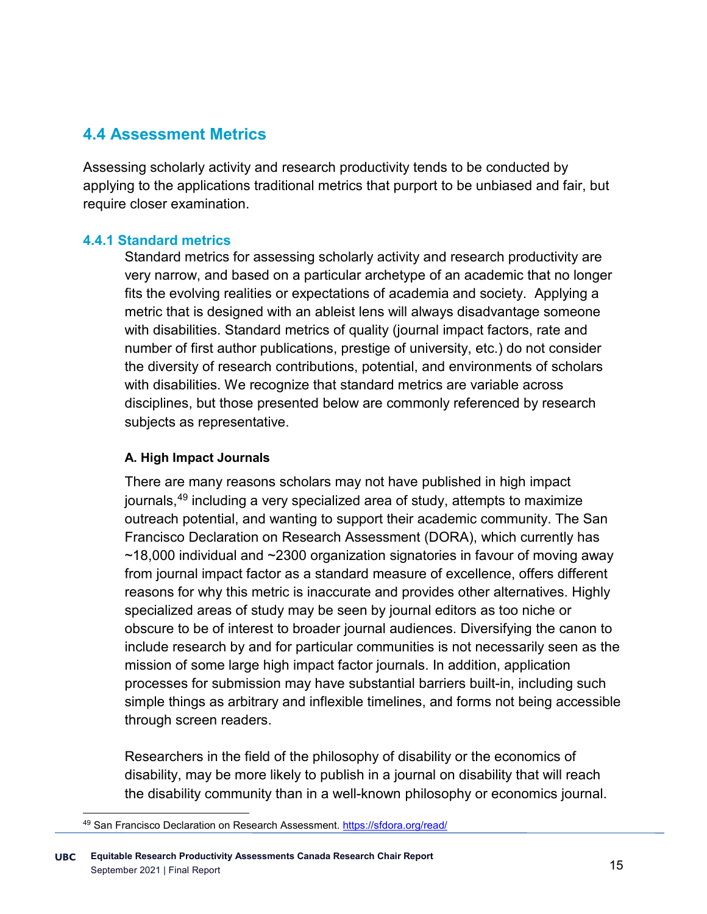## 4.4 Assessment Metrics

Assessing scholarly activity and research productivity tends to be conducted by applying to the applications traditional metrics that purport to be unbiased and fair, but require closer examination.

### 4.4.1 Standard metrics

Standard metrics for assessing scholarly activity and research productivity are very narrow, and based on a particular archetype of an academic that no longer fits the evolving realities or expectations of academia and society. Applying a metric that is designed with an ableist lens will always disadvantage someone with disabilities. Standard metrics of quality (journal impact factors, rate and number of first author publications, prestige of university, etc.) do not consider the diversity of research contributions, potential, and environments of scholars with disabilities. We recognize that standard metrics are variable across disciplines, but those presented below are commonly referenced by research subjects as representative.

**A. High Impact Journals**

There are many reasons scholars may not have published in high impact journals,[49] including a very specialized area of study, attempts to maximize outreach potential, and wanting to support their academic community. The San Francisco Declaration on Research Assessment (DORA), which currently has ~18,000 individual and ~2300 organization signatories in favour of moving away from journal impact factor as a standard measure of excellence, offers different reasons for why this metric is inaccurate and provides other alternatives. Highly specialized areas of study may be seen by journal editors as too niche or obscure to be of interest to broader journal audiences. Diversifying the canon to include research by and for particular communities is not necessarily seen as the mission of some large high impact factor journals. In addition, application processes for submission may have substantial barriers built-in, including such simple things as arbitrary and inflexible timelines, and forms not being accessible through screen readers.

Researchers in the field of the philosophy of disability or the economics of disability, may be more likely to publish in a journal on disability that will reach the disability community than in a well-known philosophy or economics journal.

[49] San Francisco Declaration on Research Assessment. https://sfdora.org/read/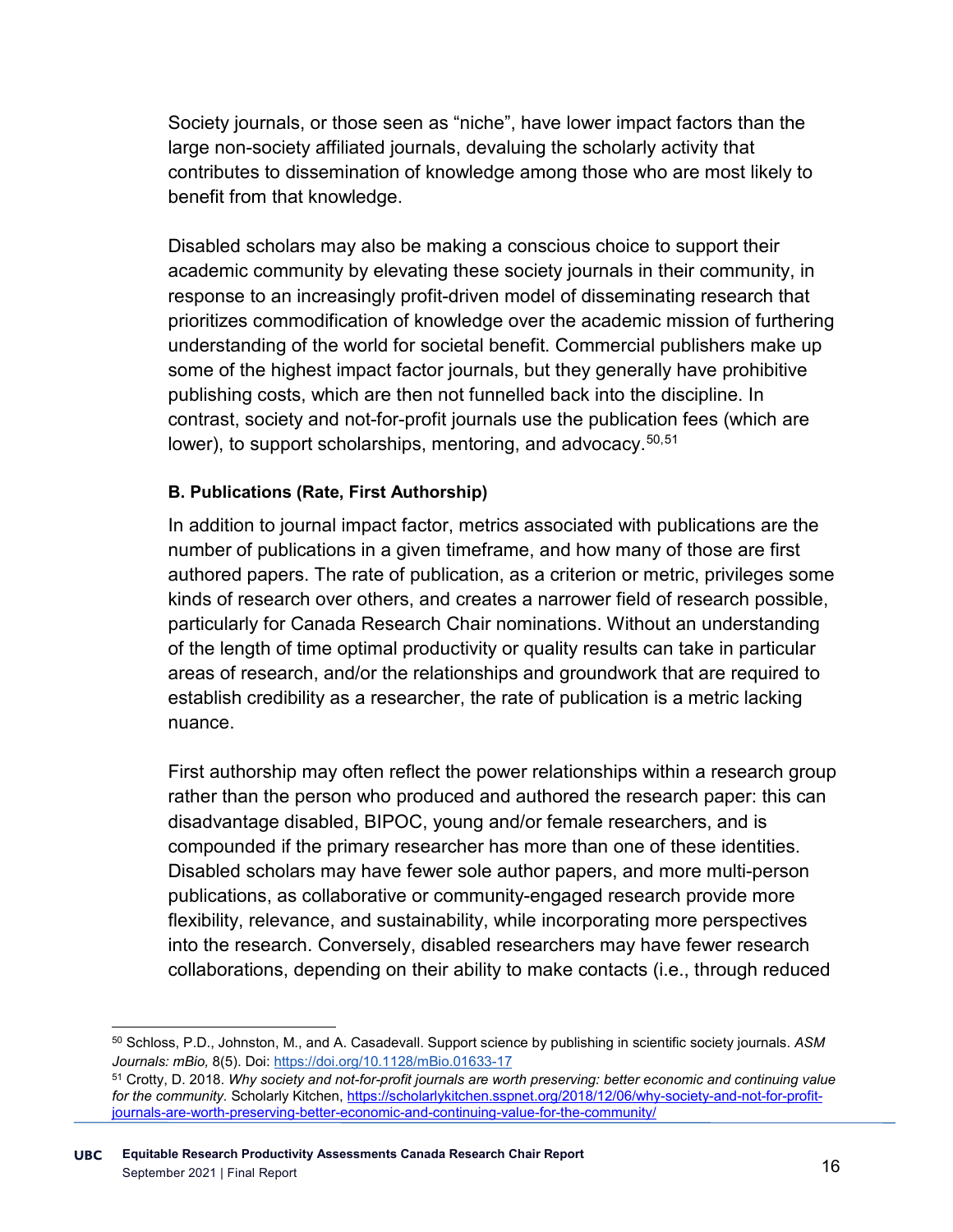Society journals, or those seen as “niche”, have lower impact factors than the large non-society affiliated journals, devaluing the scholarly activity that contributes to dissemination of knowledge among those who are most likely to benefit from that knowledge.

Disabled scholars may also be making a conscious choice to support their academic community by elevating these society journals in their community, in response to an increasingly profit-driven model of disseminating research that prioritizes commodification of knowledge over the academic mission of furthering understanding of the world for societal benefit. Commercial publishers make up some of the highest impact factor journals, but they generally have prohibitive publishing costs, which are then not funnelled back into the discipline. In contrast, society and not-for-profit journals use the publication fees (which are lower), to support scholarships, mentoring, and advocacy.[50,51]

**B. Publications (Rate, First Authorship)**

In addition to journal impact factor, metrics associated with publications are the number of publications in a given timeframe, and how many of those are first authored papers. The rate of publication, as a criterion or metric, privileges some kinds of research over others, and creates a narrower field of research possible, particularly for Canada Research Chair nominations. Without an understanding of the length of time optimal productivity or quality results can take in particular areas of research, and/or the relationships and groundwork that are required to establish credibility as a researcher, the rate of publication is a metric lacking nuance.

First authorship may often reflect the power relationships within a research group rather than the person who produced and authored the research paper: this can disadvantage disabled, BIPOC, young and/or female researchers, and is compounded if the primary researcher has more than one of these identities. Disabled scholars may have fewer sole author papers, and more multi-person publications, as collaborative or community-engaged research provide more flexibility, relevance, and sustainability, while incorporating more perspectives into the research. Conversely, disabled researchers may have fewer research collaborations, depending on their ability to make contacts (i.e., through reduced

---

[50] Schloss, P.D., Johnston, M., and A. Casadevall. Support science by publishing in scientific society journals. *ASM Journals: mBio,* 8(5). Doi: https://doi.org/10.1128/mBio.01633-17

[51] Crotty, D. 2018. *Why society and not-for-profit journals are worth preserving: better economic and continuing value for the community.* Scholarly Kitchen, https://scholarlykitchen.sspnet.org/2018/12/06/why-society-and-not-for-profit-journals-are-worth-preserving-better-economic-and-continuing-value-for-the-community/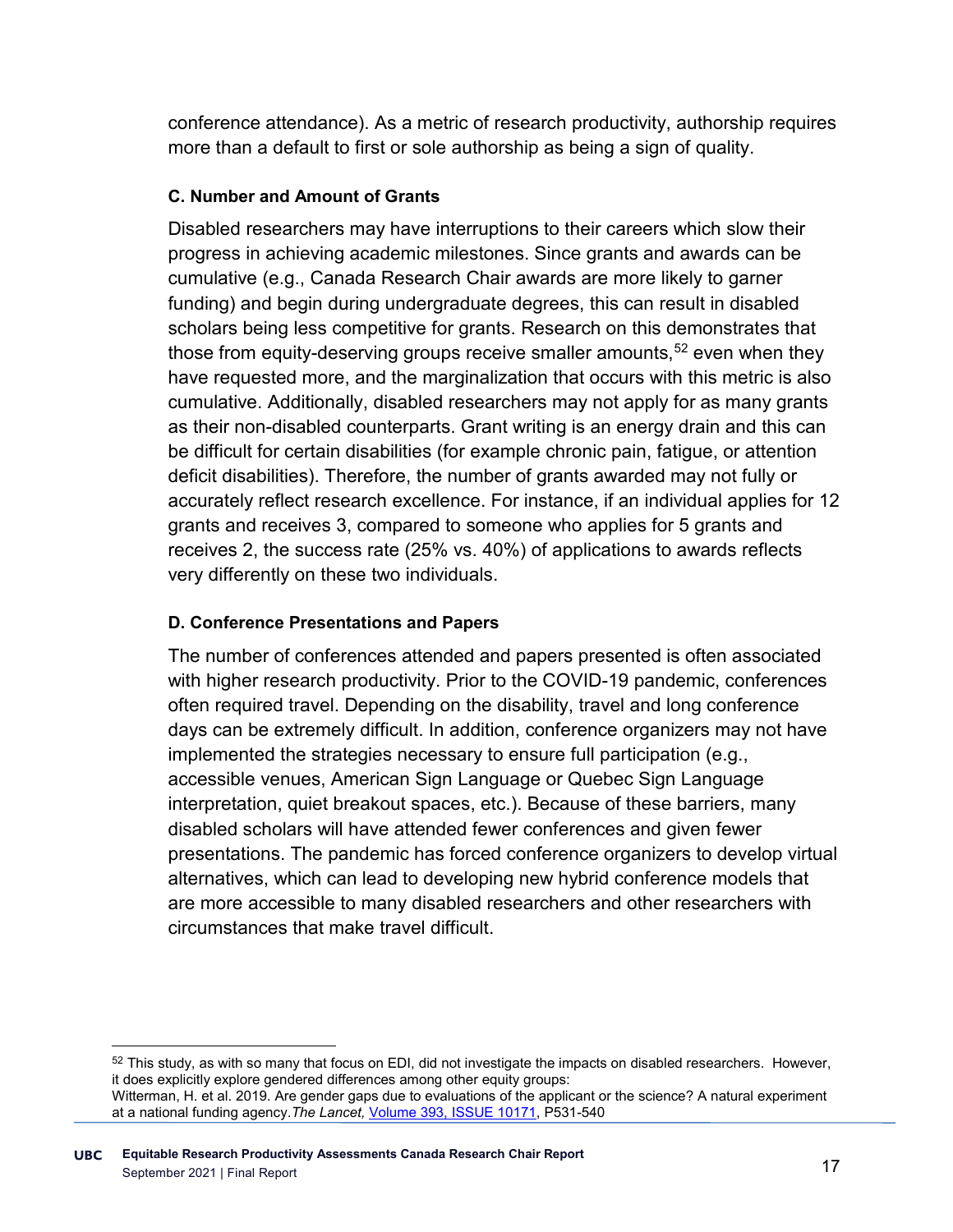conference attendance). As a metric of research productivity, authorship requires more than a default to first or sole authorship as being a sign of quality.

### C. Number and Amount of Grants

Disabled researchers may have interruptions to their careers which slow their progress in achieving academic milestones. Since grants and awards can be cumulative (e.g., Canada Research Chair awards are more likely to garner funding) and begin during undergraduate degrees, this can result in disabled scholars being less competitive for grants. Research on this demonstrates that those from equity-deserving groups receive smaller amounts,[52] even when they have requested more, and the marginalization that occurs with this metric is also cumulative. Additionally, disabled researchers may not apply for as many grants as their non-disabled counterparts. Grant writing is an energy drain and this can be difficult for certain disabilities (for example chronic pain, fatigue, or attention deficit disabilities). Therefore, the number of grants awarded may not fully or accurately reflect research excellence. For instance, if an individual applies for 12 grants and receives 3, compared to someone who applies for 5 grants and receives 2, the success rate (25% vs. 40%) of applications to awards reflects very differently on these two individuals.

### D. Conference Presentations and Papers

The number of conferences attended and papers presented is often associated with higher research productivity. Prior to the COVID-19 pandemic, conferences often required travel. Depending on the disability, travel and long conference days can be extremely difficult. In addition, conference organizers may not have implemented the strategies necessary to ensure full participation (e.g., accessible venues, American Sign Language or Quebec Sign Language interpretation, quiet breakout spaces, etc.). Because of these barriers, many disabled scholars will have attended fewer conferences and given fewer presentations. The pandemic has forced conference organizers to develop virtual alternatives, which can lead to developing new hybrid conference models that are more accessible to many disabled researchers and other researchers with circumstances that make travel difficult.

---

[52] This study, as with so many that focus on EDI, did not investigate the impacts on disabled researchers. However, it does explicitly explore gendered differences among other equity groups:
Witterman, H. et al. 2019. Are gender gaps due to evaluations of the applicant or the science? A natural experiment at a national funding agency. *The Lancet,* Volume 393, ISSUE 10171, P531-540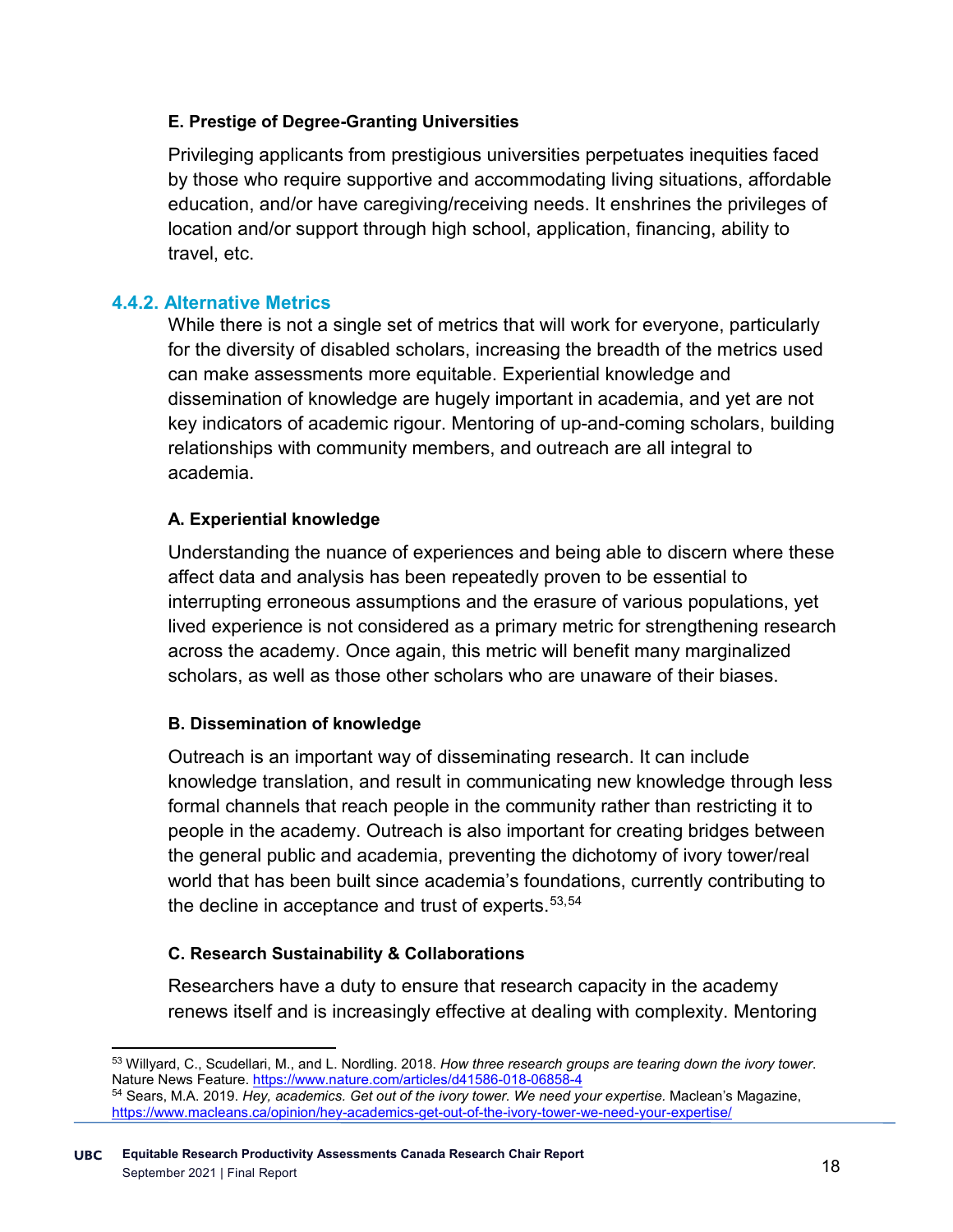#### E. Prestige of Degree-Granting Universities

Privileging applicants from prestigious universities perpetuates inequities faced by those who require supportive and accommodating living situations, affordable education, and/or have caregiving/receiving needs. It enshrines the privileges of location and/or support through high school, application, financing, ability to travel, etc.

### 4.4.2. Alternative Metrics

While there is not a single set of metrics that will work for everyone, particularly for the diversity of disabled scholars, increasing the breadth of the metrics used can make assessments more equitable. Experiential knowledge and dissemination of knowledge are hugely important in academia, and yet are not key indicators of academic rigour. Mentoring of up-and-coming scholars, building relationships with community members, and outreach are all integral to academia.

#### A. Experiential knowledge

Understanding the nuance of experiences and being able to discern where these affect data and analysis has been repeatedly proven to be essential to interrupting erroneous assumptions and the erasure of various populations, yet lived experience is not considered as a primary metric for strengthening research across the academy. Once again, this metric will benefit many marginalized scholars, as well as those other scholars who are unaware of their biases.

#### B. Dissemination of knowledge

Outreach is an important way of disseminating research. It can include knowledge translation, and result in communicating new knowledge through less formal channels that reach people in the community rather than restricting it to people in the academy. Outreach is also important for creating bridges between the general public and academia, preventing the dichotomy of ivory tower/real world that has been built since academia's foundations, currently contributing to the decline in acceptance and trust of experts.[53,54]

#### C. Research Sustainability & Collaborations

Researchers have a duty to ensure that research capacity in the academy renews itself and is increasingly effective at dealing with complexity. Mentoring

---

[53] Willyard, C., Scudellari, M., and L. Nordling. 2018. *How three research groups are tearing down the ivory tower*. Nature News Feature. https://www.nature.com/articles/d41586-018-06858-4

[54] Sears, M.A. 2019. *Hey, academics. Get out of the ivory tower. We need your expertise.* Maclean's Magazine, https://www.macleans.ca/opinion/hey-academics-get-out-of-the-ivory-tower-we-need-your-expertise/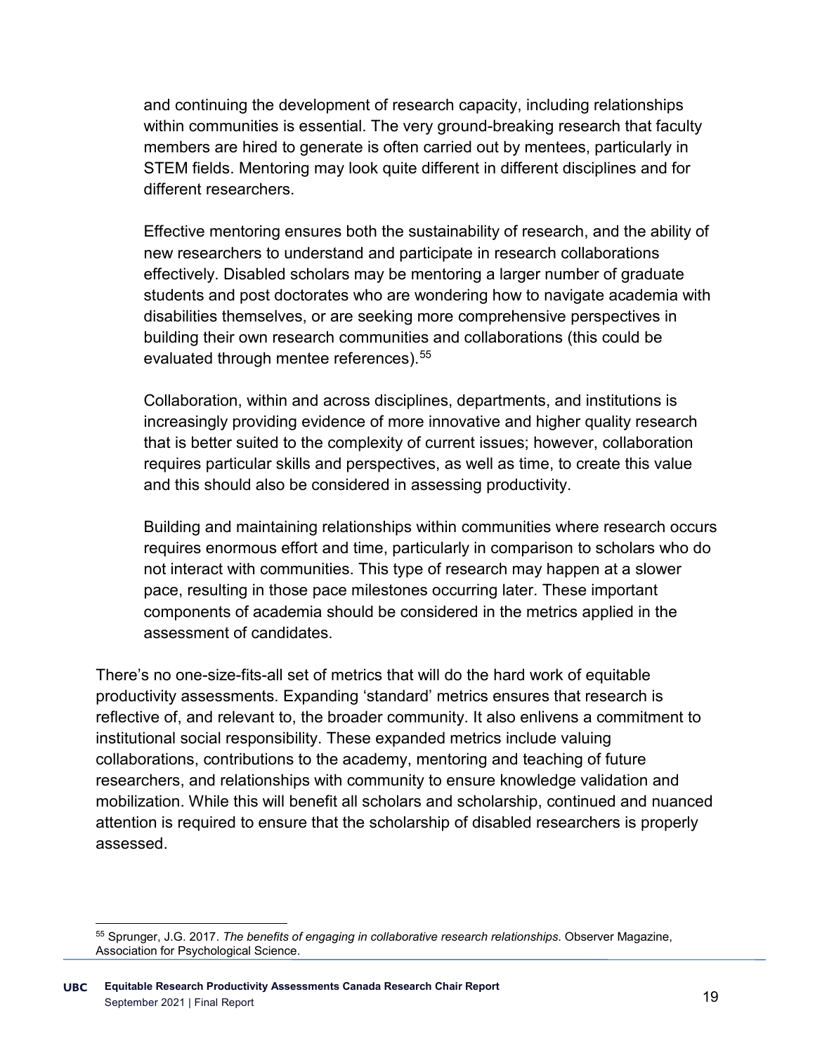and continuing the development of research capacity, including relationships within communities is essential. The very ground-breaking research that faculty members are hired to generate is often carried out by mentees, particularly in STEM fields. Mentoring may look quite different in different disciplines and for different researchers.

Effective mentoring ensures both the sustainability of research, and the ability of new researchers to understand and participate in research collaborations effectively. Disabled scholars may be mentoring a larger number of graduate students and post doctorates who are wondering how to navigate academia with disabilities themselves, or are seeking more comprehensive perspectives in building their own research communities and collaborations (this could be evaluated through mentee references).[55]

Collaboration, within and across disciplines, departments, and institutions is increasingly providing evidence of more innovative and higher quality research that is better suited to the complexity of current issues; however, collaboration requires particular skills and perspectives, as well as time, to create this value and this should also be considered in assessing productivity.

Building and maintaining relationships within communities where research occurs requires enormous effort and time, particularly in comparison to scholars who do not interact with communities. This type of research may happen at a slower pace, resulting in those pace milestones occurring later. These important components of academia should be considered in the metrics applied in the assessment of candidates.

There's no one-size-fits-all set of metrics that will do the hard work of equitable productivity assessments. Expanding 'standard' metrics ensures that research is reflective of, and relevant to, the broader community. It also enlivens a commitment to institutional social responsibility. These expanded metrics include valuing collaborations, contributions to the academy, mentoring and teaching of future researchers, and relationships with community to ensure knowledge validation and mobilization. While this will benefit all scholars and scholarship, continued and nuanced attention is required to ensure that the scholarship of disabled researchers is properly assessed.

[55] Sprunger, J.G. 2017. *The benefits of engaging in collaborative research relationships.* Observer Magazine, Association for Psychological Science.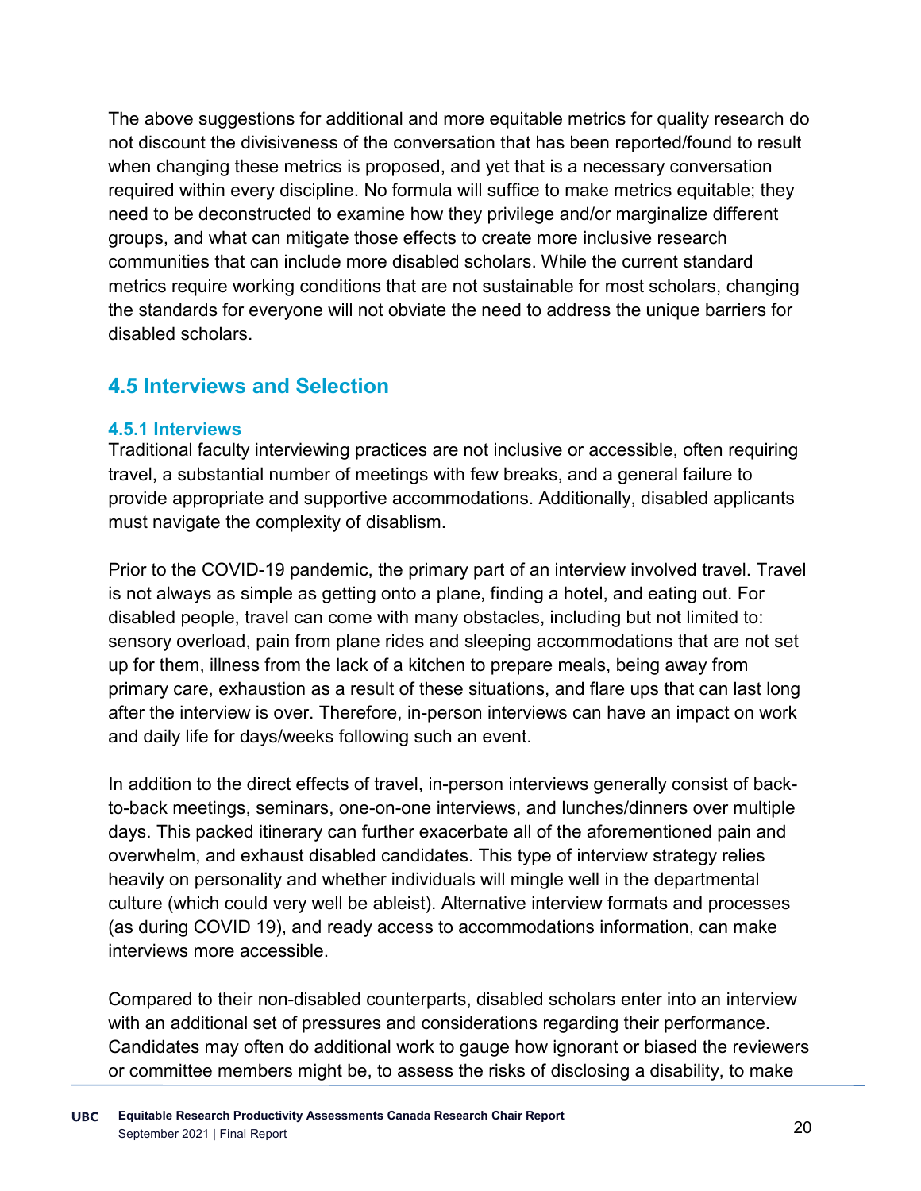The above suggestions for additional and more equitable metrics for quality research do not discount the divisiveness of the conversation that has been reported/found to result when changing these metrics is proposed, and yet that is a necessary conversation required within every discipline. No formula will suffice to make metrics equitable; they need to be deconstructed to examine how they privilege and/or marginalize different groups, and what can mitigate those effects to create more inclusive research communities that can include more disabled scholars. While the current standard metrics require working conditions that are not sustainable for most scholars, changing the standards for everyone will not obviate the need to address the unique barriers for disabled scholars.

## 4.5 Interviews and Selection

### 4.5.1 Interviews

Traditional faculty interviewing practices are not inclusive or accessible, often requiring travel, a substantial number of meetings with few breaks, and a general failure to provide appropriate and supportive accommodations. Additionally, disabled applicants must navigate the complexity of disablism.

Prior to the COVID-19 pandemic, the primary part of an interview involved travel. Travel is not always as simple as getting onto a plane, finding a hotel, and eating out. For disabled people, travel can come with many obstacles, including but not limited to: sensory overload, pain from plane rides and sleeping accommodations that are not set up for them, illness from the lack of a kitchen to prepare meals, being away from primary care, exhaustion as a result of these situations, and flare ups that can last long after the interview is over. Therefore, in-person interviews can have an impact on work and daily life for days/weeks following such an event.

In addition to the direct effects of travel, in-person interviews generally consist of back-to-back meetings, seminars, one-on-one interviews, and lunches/dinners over multiple days. This packed itinerary can further exacerbate all of the aforementioned pain and overwhelm, and exhaust disabled candidates. This type of interview strategy relies heavily on personality and whether individuals will mingle well in the departmental culture (which could very well be ableist). Alternative interview formats and processes (as during COVID 19), and ready access to accommodations information, can make interviews more accessible.

Compared to their non-disabled counterparts, disabled scholars enter into an interview with an additional set of pressures and considerations regarding their performance. Candidates may often do additional work to gauge how ignorant or biased the reviewers or committee members might be, to assess the risks of disclosing a disability, to make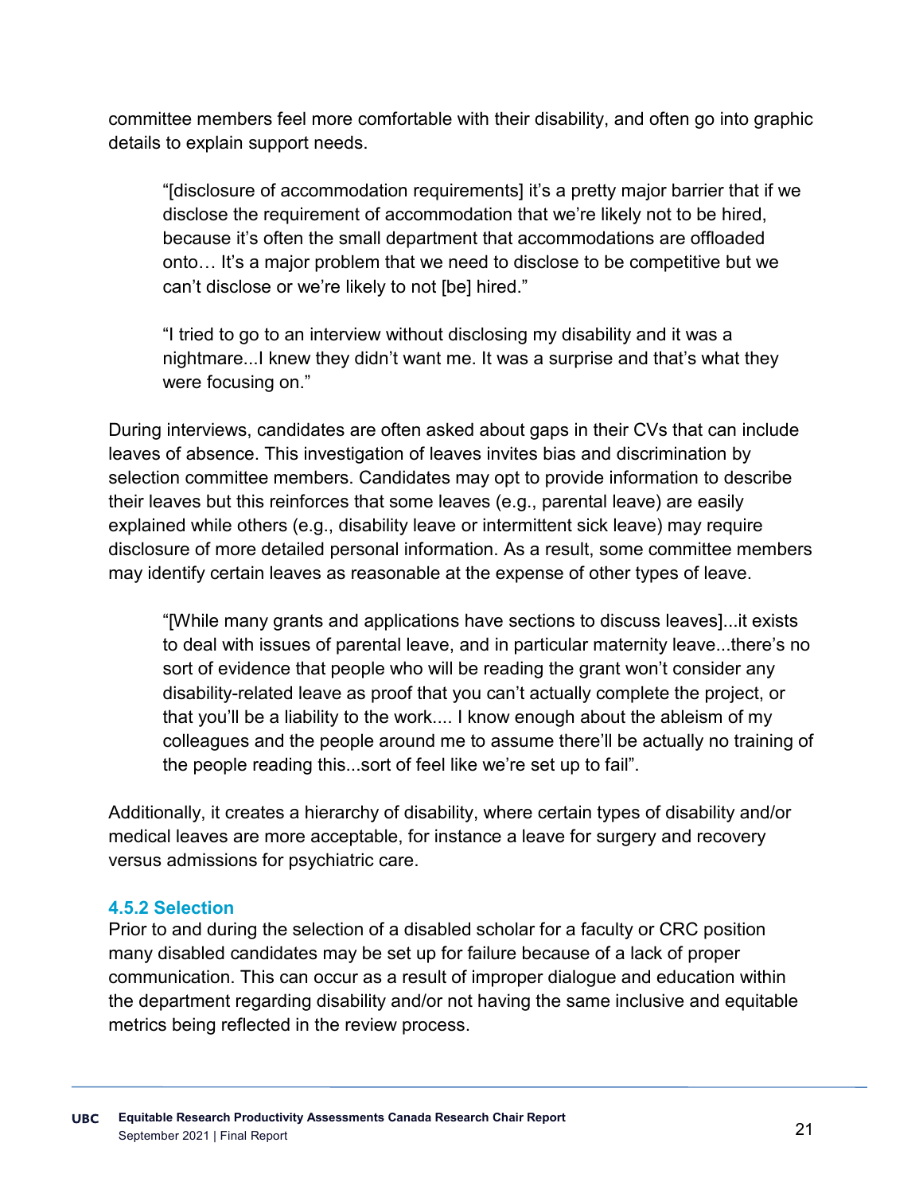committee members feel more comfortable with their disability, and often go into graphic details to explain support needs.

> "[disclosure of accommodation requirements] it's a pretty major barrier that if we disclose the requirement of accommodation that we're likely not to be hired, because it's often the small department that accommodations are offloaded onto… It's a major problem that we need to disclose to be competitive but we can't disclose or we're likely to not [be] hired."

> "I tried to go to an interview without disclosing my disability and it was a nightmare...I knew they didn't want me. It was a surprise and that's what they were focusing on."

During interviews, candidates are often asked about gaps in their CVs that can include leaves of absence. This investigation of leaves invites bias and discrimination by selection committee members. Candidates may opt to provide information to describe their leaves but this reinforces that some leaves (e.g., parental leave) are easily explained while others (e.g., disability leave or intermittent sick leave) may require disclosure of more detailed personal information. As a result, some committee members may identify certain leaves as reasonable at the expense of other types of leave.

> "[While many grants and applications have sections to discuss leaves]...it exists to deal with issues of parental leave, and in particular maternity leave...there's no sort of evidence that people who will be reading the grant won't consider any disability-related leave as proof that you can't actually complete the project, or that you'll be a liability to the work.... I know enough about the ableism of my colleagues and the people around me to assume there'll be actually no training of the people reading this...sort of feel like we're set up to fail".

Additionally, it creates a hierarchy of disability, where certain types of disability and/or medical leaves are more acceptable, for instance a leave for surgery and recovery versus admissions for psychiatric care.

### 4.5.2 Selection

Prior to and during the selection of a disabled scholar for a faculty or CRC position many disabled candidates may be set up for failure because of a lack of proper communication. This can occur as a result of improper dialogue and education within the department regarding disability and/or not having the same inclusive and equitable metrics being reflected in the review process.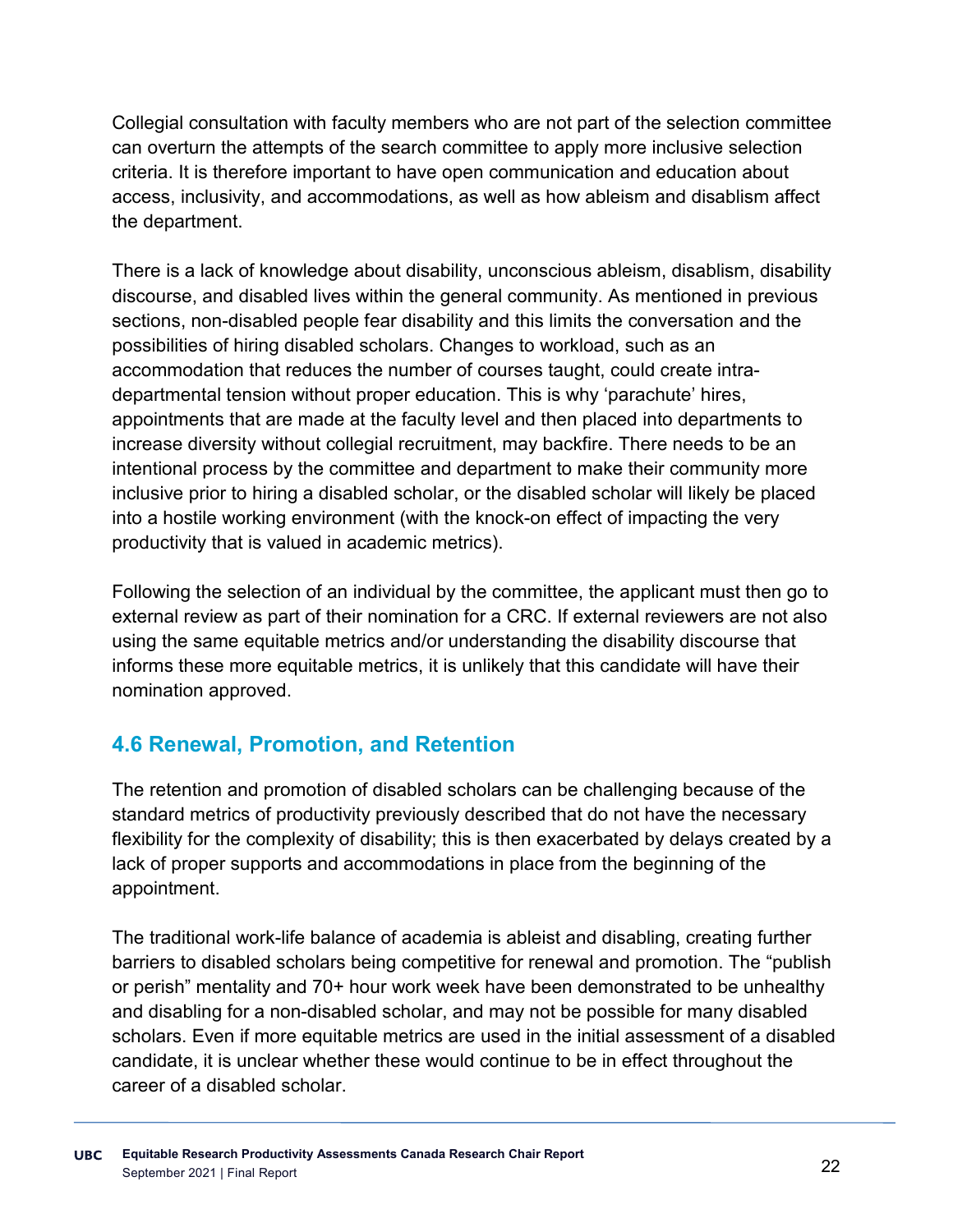Collegial consultation with faculty members who are not part of the selection committee can overturn the attempts of the search committee to apply more inclusive selection criteria. It is therefore important to have open communication and education about access, inclusivity, and accommodations, as well as how ableism and disablism affect the department.

There is a lack of knowledge about disability, unconscious ableism, disablism, disability discourse, and disabled lives within the general community. As mentioned in previous sections, non-disabled people fear disability and this limits the conversation and the possibilities of hiring disabled scholars. Changes to workload, such as an accommodation that reduces the number of courses taught, could create intra-departmental tension without proper education. This is why 'parachute' hires, appointments that are made at the faculty level and then placed into departments to increase diversity without collegial recruitment, may backfire. There needs to be an intentional process by the committee and department to make their community more inclusive prior to hiring a disabled scholar, or the disabled scholar will likely be placed into a hostile working environment (with the knock-on effect of impacting the very productivity that is valued in academic metrics).

Following the selection of an individual by the committee, the applicant must then go to external review as part of their nomination for a CRC. If external reviewers are not also using the same equitable metrics and/or understanding the disability discourse that informs these more equitable metrics, it is unlikely that this candidate will have their nomination approved.

## 4.6 Renewal, Promotion, and Retention

The retention and promotion of disabled scholars can be challenging because of the standard metrics of productivity previously described that do not have the necessary flexibility for the complexity of disability; this is then exacerbated by delays created by a lack of proper supports and accommodations in place from the beginning of the appointment.

The traditional work-life balance of academia is ableist and disabling, creating further barriers to disabled scholars being competitive for renewal and promotion. The "publish or perish" mentality and 70+ hour work week have been demonstrated to be unhealthy and disabling for a non-disabled scholar, and may not be possible for many disabled scholars. Even if more equitable metrics are used in the initial assessment of a disabled candidate, it is unclear whether these would continue to be in effect throughout the career of a disabled scholar.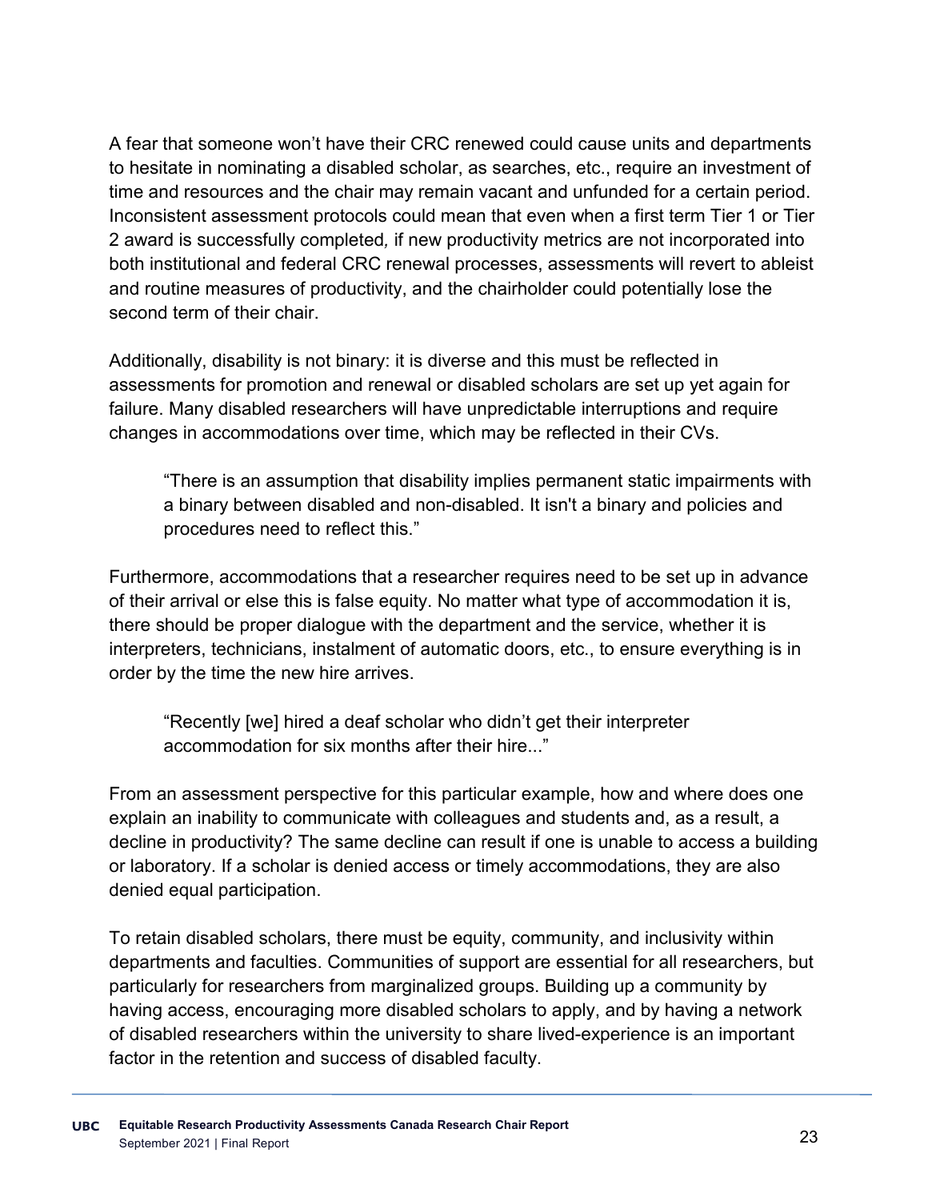A fear that someone won't have their CRC renewed could cause units and departments to hesitate in nominating a disabled scholar, as searches, etc., require an investment of time and resources and the chair may remain vacant and unfunded for a certain period. Inconsistent assessment protocols could mean that even when a first term Tier 1 or Tier 2 award is successfully completed*,* if new productivity metrics are not incorporated into both institutional and federal CRC renewal processes, assessments will revert to ableist and routine measures of productivity, and the chairholder could potentially lose the second term of their chair.

Additionally, disability is not binary: it is diverse and this must be reflected in assessments for promotion and renewal or disabled scholars are set up yet again for failure. Many disabled researchers will have unpredictable interruptions and require changes in accommodations over time, which may be reflected in their CVs.

> "There is an assumption that disability implies permanent static impairments with a binary between disabled and non-disabled. It isn't a binary and policies and procedures need to reflect this."

Furthermore, accommodations that a researcher requires need to be set up in advance of their arrival or else this is false equity. No matter what type of accommodation it is, there should be proper dialogue with the department and the service, whether it is interpreters, technicians, instalment of automatic doors, etc., to ensure everything is in order by the time the new hire arrives.

> "Recently [we] hired a deaf scholar who didn't get their interpreter accommodation for six months after their hire..."

From an assessment perspective for this particular example, how and where does one explain an inability to communicate with colleagues and students and, as a result, a decline in productivity? The same decline can result if one is unable to access a building or laboratory. If a scholar is denied access or timely accommodations, they are also denied equal participation.

To retain disabled scholars, there must be equity, community, and inclusivity within departments and faculties. Communities of support are essential for all researchers, but particularly for researchers from marginalized groups. Building up a community by having access, encouraging more disabled scholars to apply, and by having a network of disabled researchers within the university to share lived-experience is an important factor in the retention and success of disabled faculty.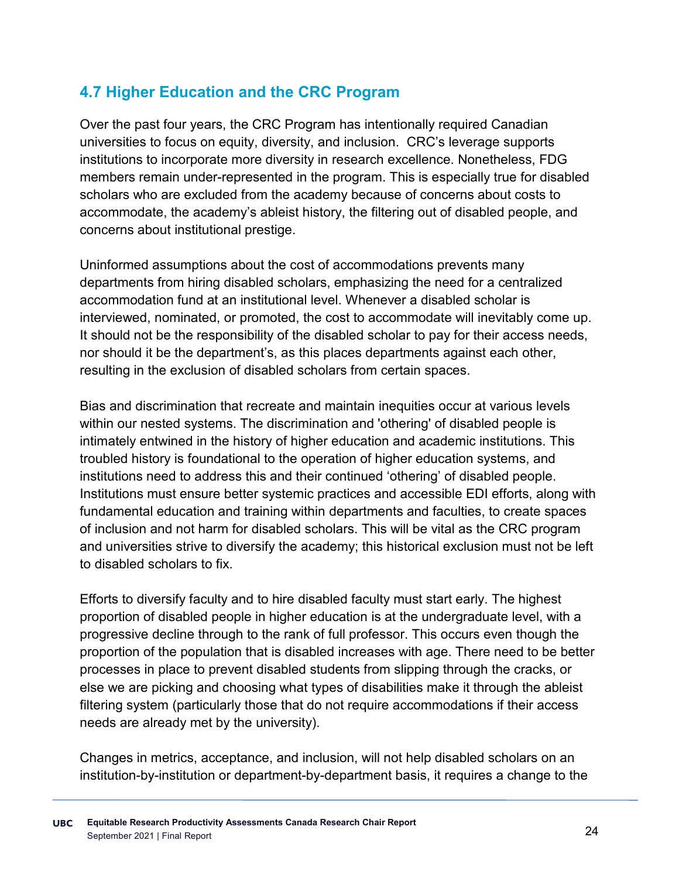## 4.7 Higher Education and the CRC Program

Over the past four years, the CRC Program has intentionally required Canadian universities to focus on equity, diversity, and inclusion. CRC's leverage supports institutions to incorporate more diversity in research excellence. Nonetheless, FDG members remain under-represented in the program. This is especially true for disabled scholars who are excluded from the academy because of concerns about costs to accommodate, the academy's ableist history, the filtering out of disabled people, and concerns about institutional prestige.

Uninformed assumptions about the cost of accommodations prevents many departments from hiring disabled scholars, emphasizing the need for a centralized accommodation fund at an institutional level. Whenever a disabled scholar is interviewed, nominated, or promoted, the cost to accommodate will inevitably come up. It should not be the responsibility of the disabled scholar to pay for their access needs, nor should it be the department's, as this places departments against each other, resulting in the exclusion of disabled scholars from certain spaces.

Bias and discrimination that recreate and maintain inequities occur at various levels within our nested systems. The discrimination and 'othering' of disabled people is intimately entwined in the history of higher education and academic institutions. This troubled history is foundational to the operation of higher education systems, and institutions need to address this and their continued 'othering' of disabled people. Institutions must ensure better systemic practices and accessible EDI efforts, along with fundamental education and training within departments and faculties, to create spaces of inclusion and not harm for disabled scholars. This will be vital as the CRC program and universities strive to diversify the academy; this historical exclusion must not be left to disabled scholars to fix.

Efforts to diversify faculty and to hire disabled faculty must start early. The highest proportion of disabled people in higher education is at the undergraduate level, with a progressive decline through to the rank of full professor. This occurs even though the proportion of the population that is disabled increases with age. There need to be better processes in place to prevent disabled students from slipping through the cracks, or else we are picking and choosing what types of disabilities make it through the ableist filtering system (particularly those that do not require accommodations if their access needs are already met by the university).

Changes in metrics, acceptance, and inclusion, will not help disabled scholars on an institution-by-institution or department-by-department basis, it requires a change to the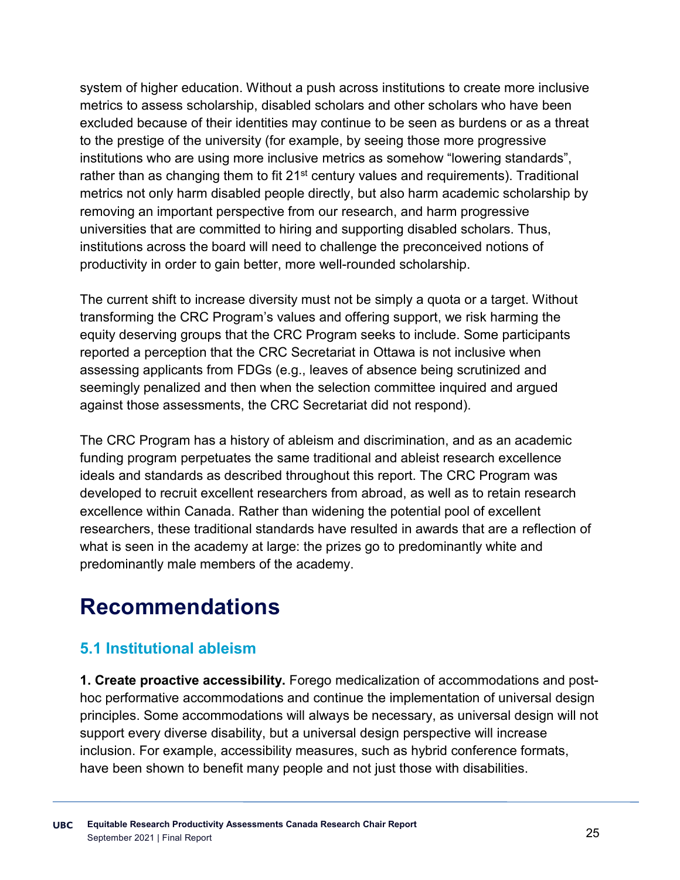system of higher education. Without a push across institutions to create more inclusive metrics to assess scholarship, disabled scholars and other scholars who have been excluded because of their identities may continue to be seen as burdens or as a threat to the prestige of the university (for example, by seeing those more progressive institutions who are using more inclusive metrics as somehow "lowering standards", rather than as changing them to fit 21st century values and requirements). Traditional metrics not only harm disabled people directly, but also harm academic scholarship by removing an important perspective from our research, and harm progressive universities that are committed to hiring and supporting disabled scholars. Thus, institutions across the board will need to challenge the preconceived notions of productivity in order to gain better, more well-rounded scholarship.

The current shift to increase diversity must not be simply a quota or a target. Without transforming the CRC Program's values and offering support, we risk harming the equity deserving groups that the CRC Program seeks to include. Some participants reported a perception that the CRC Secretariat in Ottawa is not inclusive when assessing applicants from FDGs (e.g., leaves of absence being scrutinized and seemingly penalized and then when the selection committee inquired and argued against those assessments, the CRC Secretariat did not respond).

The CRC Program has a history of ableism and discrimination, and as an academic funding program perpetuates the same traditional and ableist research excellence ideals and standards as described throughout this report. The CRC Program was developed to recruit excellent researchers from abroad, as well as to retain research excellence within Canada. Rather than widening the potential pool of excellent researchers, these traditional standards have resulted in awards that are a reflection of what is seen in the academy at large: the prizes go to predominantly white and predominantly male members of the academy.

# Recommendations

## 5.1 Institutional ableism

**1. Create proactive accessibility.** Forego medicalization of accommodations and post-hoc performative accommodations and continue the implementation of universal design principles. Some accommodations will always be necessary, as universal design will not support every diverse disability, but a universal design perspective will increase inclusion. For example, accessibility measures, such as hybrid conference formats, have been shown to benefit many people and not just those with disabilities.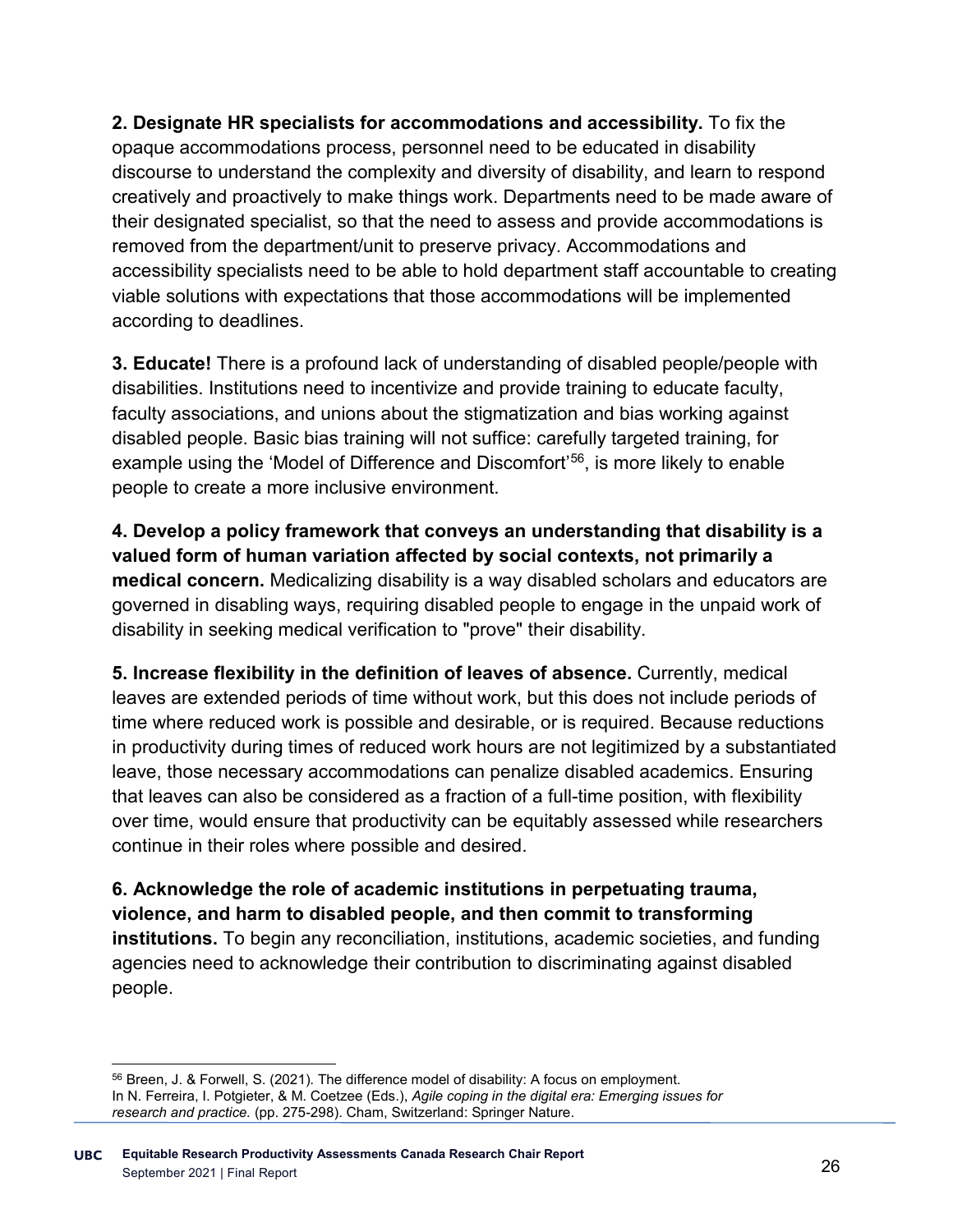**2. Designate HR specialists for accommodations and accessibility.** To fix the opaque accommodations process, personnel need to be educated in disability discourse to understand the complexity and diversity of disability, and learn to respond creatively and proactively to make things work. Departments need to be made aware of their designated specialist, so that the need to assess and provide accommodations is removed from the department/unit to preserve privacy. Accommodations and accessibility specialists need to be able to hold department staff accountable to creating viable solutions with expectations that those accommodations will be implemented according to deadlines.

**3. Educate!** There is a profound lack of understanding of disabled people/people with disabilities. Institutions need to incentivize and provide training to educate faculty, faculty associations, and unions about the stigmatization and bias working against disabled people. Basic bias training will not suffice: carefully targeted training, for example using the 'Model of Difference and Discomfort'[56], is more likely to enable people to create a more inclusive environment.

**4. Develop a policy framework that conveys an understanding that disability is a valued form of human variation affected by social contexts, not primarily a medical concern.** Medicalizing disability is a way disabled scholars and educators are governed in disabling ways, requiring disabled people to engage in the unpaid work of disability in seeking medical verification to "prove" their disability.

**5. Increase flexibility in the definition of leaves of absence.** Currently, medical leaves are extended periods of time without work, but this does not include periods of time where reduced work is possible and desirable, or is required. Because reductions in productivity during times of reduced work hours are not legitimized by a substantiated leave, those necessary accommodations can penalize disabled academics. Ensuring that leaves can also be considered as a fraction of a full-time position, with flexibility over time, would ensure that productivity can be equitably assessed while researchers continue in their roles where possible and desired.

**6. Acknowledge the role of academic institutions in perpetuating trauma, violence, and harm to disabled people, and then commit to transforming institutions.** To begin any reconciliation, institutions, academic societies, and funding agencies need to acknowledge their contribution to discriminating against disabled people.

---

[56] Breen, J. & Forwell, S. (2021). The difference model of disability: A focus on employment. In N. Ferreira, I. Potgieter, & M. Coetzee (Eds.), *Agile coping in the digital era: Emerging issues for research and practice.* (pp. 275-298). Cham, Switzerland: Springer Nature.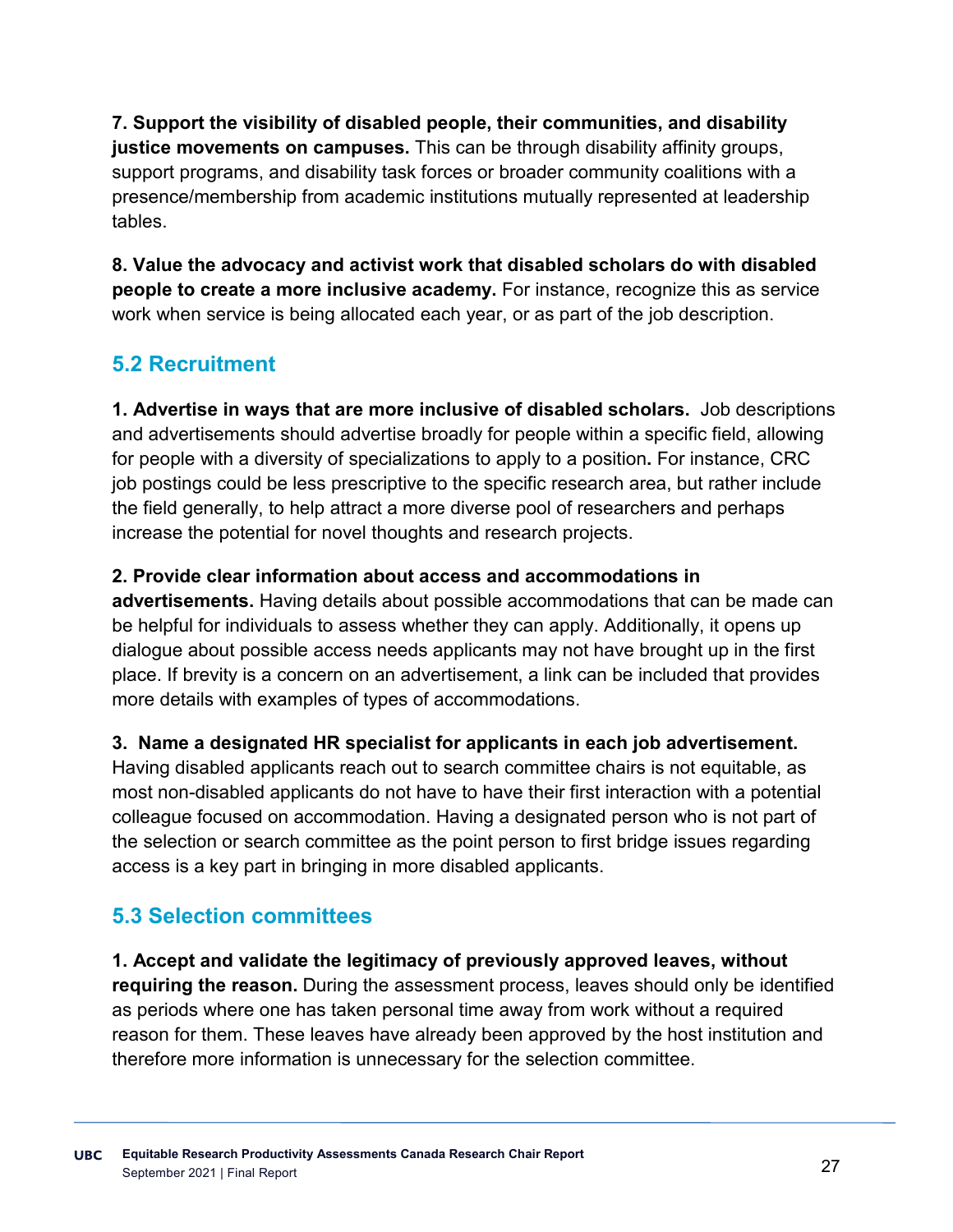**7. Support the visibility of disabled people, their communities, and disability justice movements on campuses.** This can be through disability affinity groups, support programs, and disability task forces or broader community coalitions with a presence/membership from academic institutions mutually represented at leadership tables.

**8. Value the advocacy and activist work that disabled scholars do with disabled people to create a more inclusive academy.** For instance, recognize this as service work when service is being allocated each year, or as part of the job description.

## 5.2 Recruitment

**1. Advertise in ways that are more inclusive of disabled scholars.** Job descriptions and advertisements should advertise broadly for people within a specific field, allowing for people with a diversity of specializations to apply to a position**.** For instance, CRC job postings could be less prescriptive to the specific research area, but rather include the field generally, to help attract a more diverse pool of researchers and perhaps increase the potential for novel thoughts and research projects.

**2. Provide clear information about access and accommodations in advertisements.** Having details about possible accommodations that can be made can be helpful for individuals to assess whether they can apply. Additionally, it opens up dialogue about possible access needs applicants may not have brought up in the first place. If brevity is a concern on an advertisement, a link can be included that provides more details with examples of types of accommodations.

**3. Name a designated HR specialist for applicants in each job advertisement.** Having disabled applicants reach out to search committee chairs is not equitable, as most non-disabled applicants do not have to have their first interaction with a potential colleague focused on accommodation. Having a designated person who is not part of the selection or search committee as the point person to first bridge issues regarding access is a key part in bringing in more disabled applicants.

## 5.3 Selection committees

**1. Accept and validate the legitimacy of previously approved leaves, without requiring the reason.** During the assessment process, leaves should only be identified as periods where one has taken personal time away from work without a required reason for them. These leaves have already been approved by the host institution and therefore more information is unnecessary for the selection committee.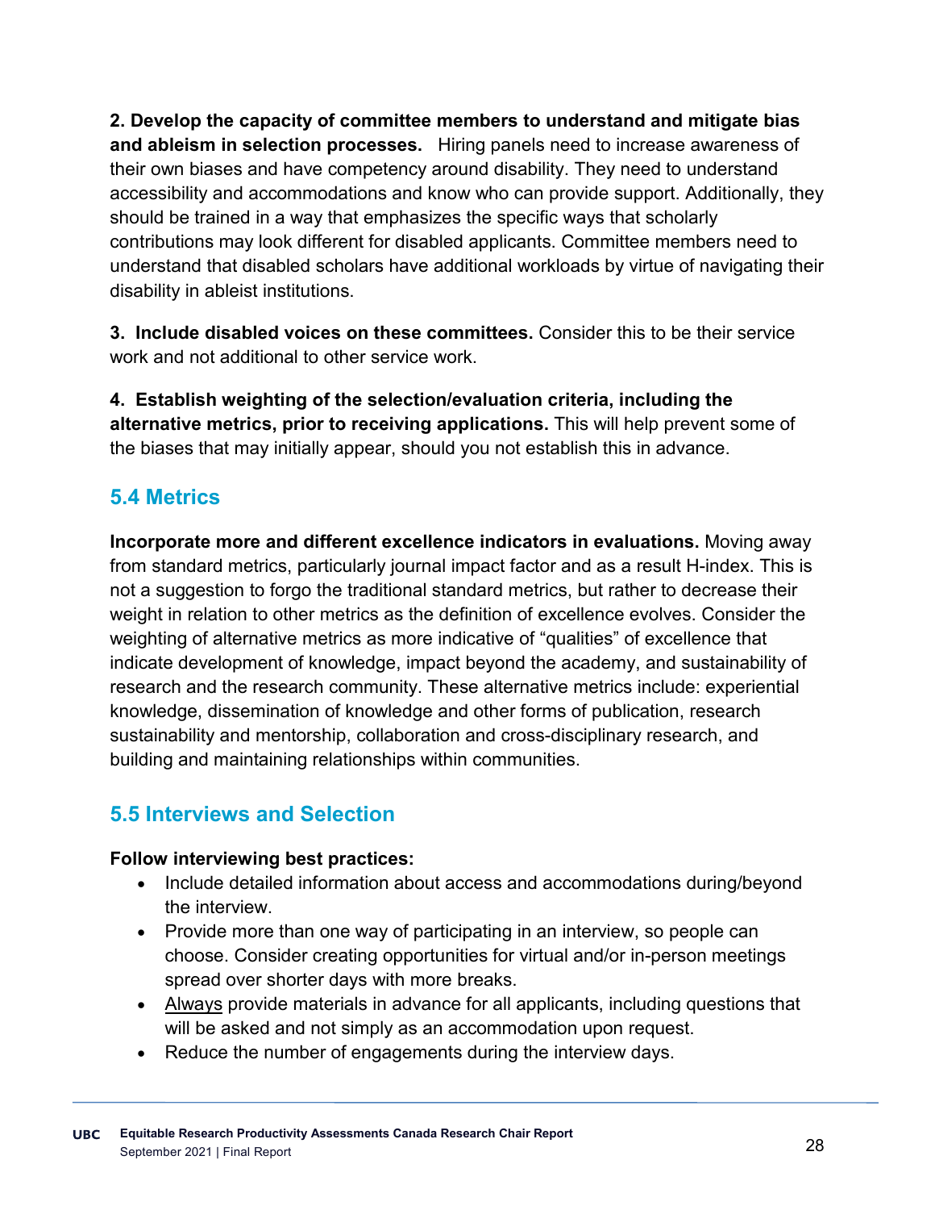**2. Develop the capacity of committee members to understand and mitigate bias and ableism in selection processes.** Hiring panels need to increase awareness of their own biases and have competency around disability. They need to understand accessibility and accommodations and know who can provide support. Additionally, they should be trained in a way that emphasizes the specific ways that scholarly contributions may look different for disabled applicants. Committee members need to understand that disabled scholars have additional workloads by virtue of navigating their disability in ableist institutions.

**3. Include disabled voices on these committees.** Consider this to be their service work and not additional to other service work.

**4. Establish weighting of the selection/evaluation criteria, including the alternative metrics, prior to receiving applications.** This will help prevent some of the biases that may initially appear, should you not establish this in advance.

## 5.4 Metrics

**Incorporate more and different excellence indicators in evaluations.** Moving away from standard metrics, particularly journal impact factor and as a result H-index. This is not a suggestion to forgo the traditional standard metrics, but rather to decrease their weight in relation to other metrics as the definition of excellence evolves. Consider the weighting of alternative metrics as more indicative of "qualities" of excellence that indicate development of knowledge, impact beyond the academy, and sustainability of research and the research community. These alternative metrics include: experiential knowledge, dissemination of knowledge and other forms of publication, research sustainability and mentorship, collaboration and cross-disciplinary research, and building and maintaining relationships within communities.

## 5.5 Interviews and Selection

**Follow interviewing best practices:**

- Include detailed information about access and accommodations during/beyond the interview.
- Provide more than one way of participating in an interview, so people can choose. Consider creating opportunities for virtual and/or in-person meetings spread over shorter days with more breaks.
- <u>Always</u> provide materials in advance for all applicants, including questions that will be asked and not simply as an accommodation upon request.
- Reduce the number of engagements during the interview days.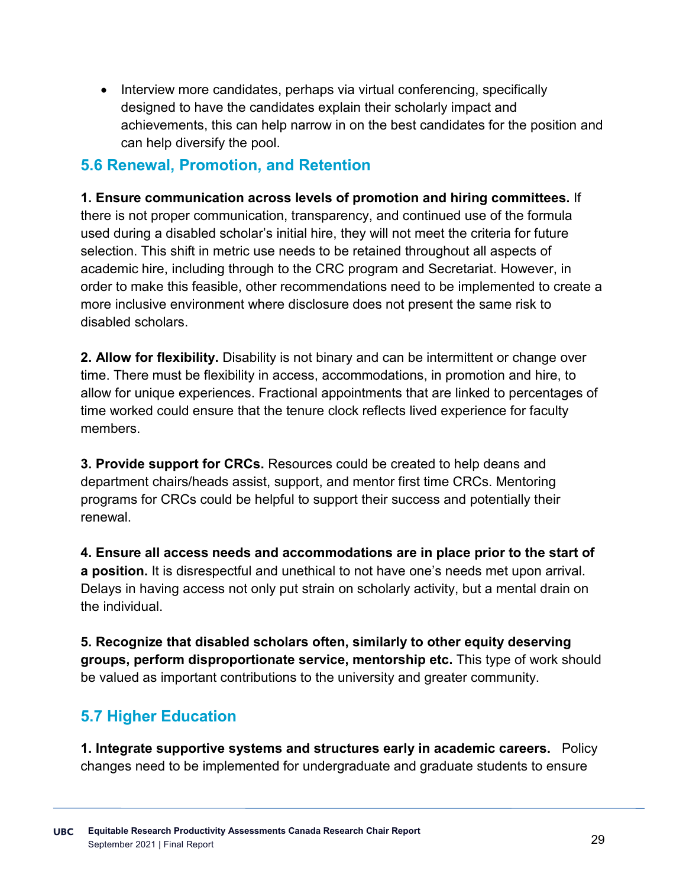- Interview more candidates, perhaps via virtual conferencing, specifically designed to have the candidates explain their scholarly impact and achievements, this can help narrow in on the best candidates for the position and can help diversify the pool.

## 5.6 Renewal, Promotion, and Retention

**1. Ensure communication across levels of promotion and hiring committees.** If there is not proper communication, transparency, and continued use of the formula used during a disabled scholar's initial hire, they will not meet the criteria for future selection. This shift in metric use needs to be retained throughout all aspects of academic hire, including through to the CRC program and Secretariat. However, in order to make this feasible, other recommendations need to be implemented to create a more inclusive environment where disclosure does not present the same risk to disabled scholars.

**2. Allow for flexibility.** Disability is not binary and can be intermittent or change over time. There must be flexibility in access, accommodations, in promotion and hire, to allow for unique experiences. Fractional appointments that are linked to percentages of time worked could ensure that the tenure clock reflects lived experience for faculty members.

**3. Provide support for CRCs.** Resources could be created to help deans and department chairs/heads assist, support, and mentor first time CRCs. Mentoring programs for CRCs could be helpful to support their success and potentially their renewal.

**4. Ensure all access needs and accommodations are in place prior to the start of a position.** It is disrespectful and unethical to not have one's needs met upon arrival. Delays in having access not only put strain on scholarly activity, but a mental drain on the individual.

**5. Recognize that disabled scholars often, similarly to other equity deserving groups, perform disproportionate service, mentorship etc.** This type of work should be valued as important contributions to the university and greater community.

## 5.7 Higher Education

**1. Integrate supportive systems and structures early in academic careers.** Policy changes need to be implemented for undergraduate and graduate students to ensure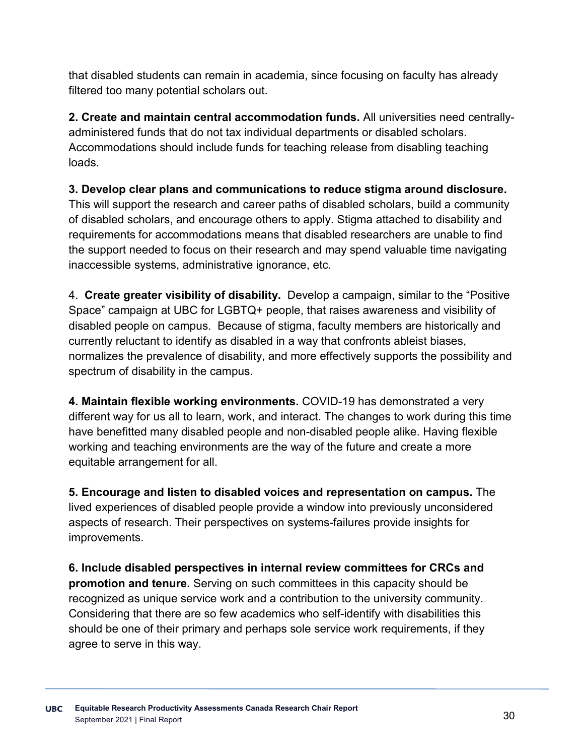that disabled students can remain in academia, since focusing on faculty has already filtered too many potential scholars out.

**2. Create and maintain central accommodation funds.** All universities need centrally-administered funds that do not tax individual departments or disabled scholars. Accommodations should include funds for teaching release from disabling teaching loads.

**3. Develop clear plans and communications to reduce stigma around disclosure.** This will support the research and career paths of disabled scholars, build a community of disabled scholars, and encourage others to apply. Stigma attached to disability and requirements for accommodations means that disabled researchers are unable to find the support needed to focus on their research and may spend valuable time navigating inaccessible systems, administrative ignorance, etc.

4. **Create greater visibility of disability.** Develop a campaign, similar to the "Positive Space" campaign at UBC for LGBTQ+ people, that raises awareness and visibility of disabled people on campus. Because of stigma, faculty members are historically and currently reluctant to identify as disabled in a way that confronts ableist biases, normalizes the prevalence of disability, and more effectively supports the possibility and spectrum of disability in the campus.

**4. Maintain flexible working environments.** COVID-19 has demonstrated a very different way for us all to learn, work, and interact. The changes to work during this time have benefitted many disabled people and non-disabled people alike. Having flexible working and teaching environments are the way of the future and create a more equitable arrangement for all.

**5. Encourage and listen to disabled voices and representation on campus.** The lived experiences of disabled people provide a window into previously unconsidered aspects of research. Their perspectives on systems-failures provide insights for improvements.

**6. Include disabled perspectives in internal review committees for CRCs and promotion and tenure.** Serving on such committees in this capacity should be recognized as unique service work and a contribution to the university community. Considering that there are so few academics who self-identify with disabilities this should be one of their primary and perhaps sole service work requirements, if they agree to serve in this way.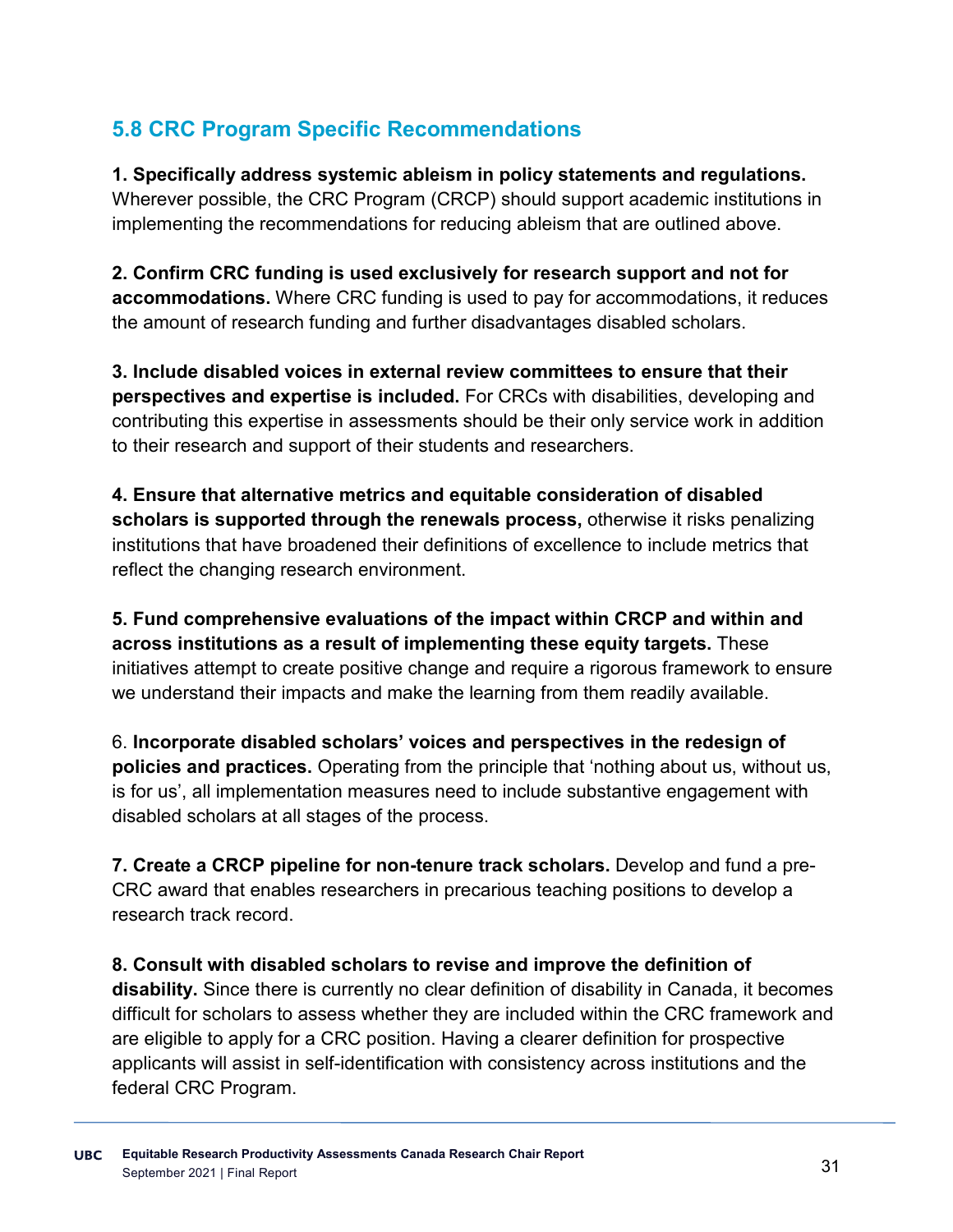## 5.8 CRC Program Specific Recommendations

**1. Specifically address systemic ableism in policy statements and regulations.** Wherever possible, the CRC Program (CRCP) should support academic institutions in implementing the recommendations for reducing ableism that are outlined above.

**2. Confirm CRC funding is used exclusively for research support and not for accommodations.** Where CRC funding is used to pay for accommodations, it reduces the amount of research funding and further disadvantages disabled scholars.

**3. Include disabled voices in external review committees to ensure that their perspectives and expertise is included.** For CRCs with disabilities, developing and contributing this expertise in assessments should be their only service work in addition to their research and support of their students and researchers.

**4. Ensure that alternative metrics and equitable consideration of disabled scholars is supported through the renewals process,** otherwise it risks penalizing institutions that have broadened their definitions of excellence to include metrics that reflect the changing research environment.

**5. Fund comprehensive evaluations of the impact within CRCP and within and across institutions as a result of implementing these equity targets.** These initiatives attempt to create positive change and require a rigorous framework to ensure we understand their impacts and make the learning from them readily available.

6. **Incorporate disabled scholars' voices and perspectives in the redesign of policies and practices.** Operating from the principle that 'nothing about us, without us, is for us', all implementation measures need to include substantive engagement with disabled scholars at all stages of the process.

**7. Create a CRCP pipeline for non-tenure track scholars.** Develop and fund a pre-CRC award that enables researchers in precarious teaching positions to develop a research track record.

**8. Consult with disabled scholars to revise and improve the definition of disability.** Since there is currently no clear definition of disability in Canada, it becomes difficult for scholars to assess whether they are included within the CRC framework and are eligible to apply for a CRC position. Having a clearer definition for prospective applicants will assist in self-identification with consistency across institutions and the federal CRC Program.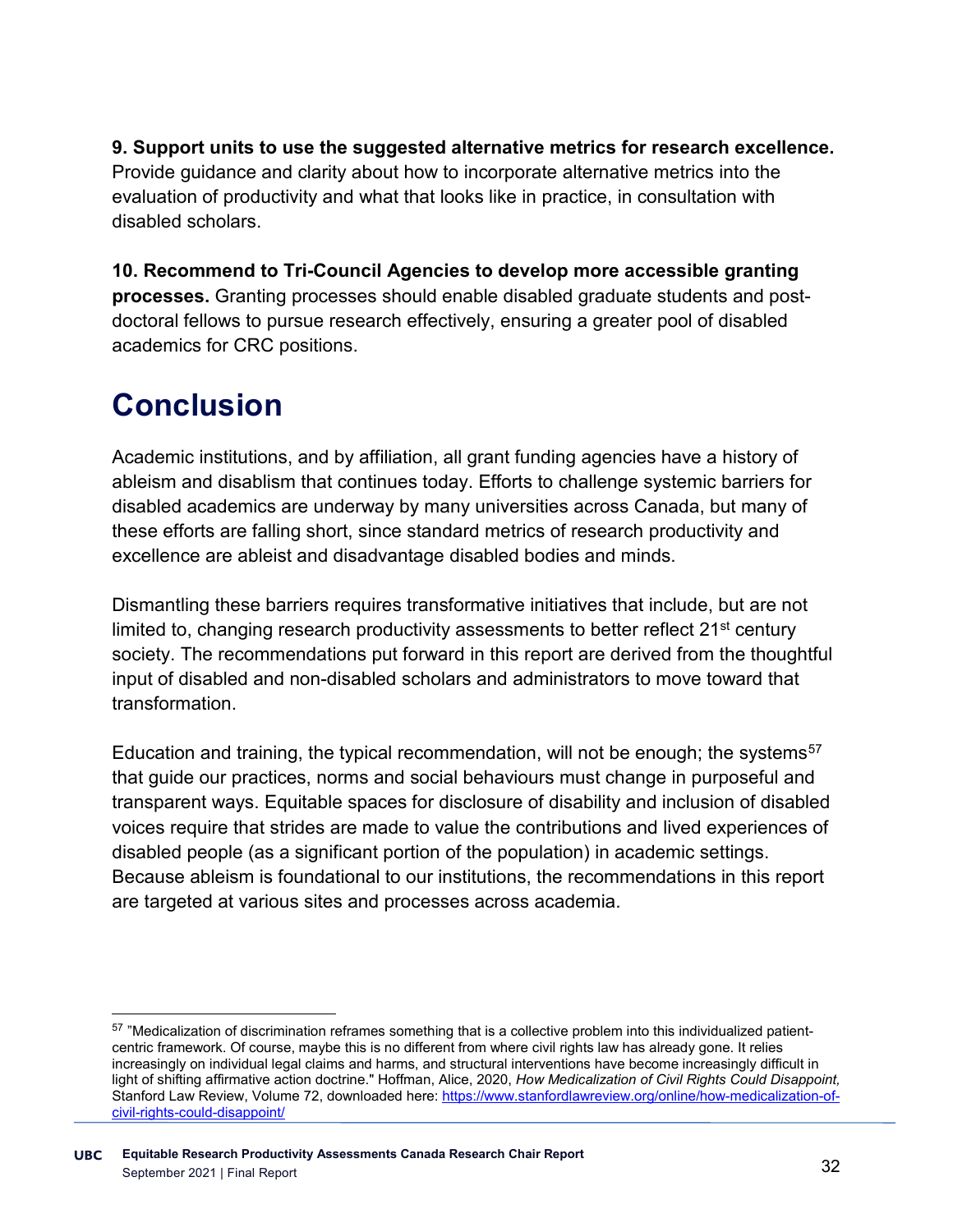**9. Support units to use the suggested alternative metrics for research excellence.** Provide guidance and clarity about how to incorporate alternative metrics into the evaluation of productivity and what that looks like in practice, in consultation with disabled scholars.

**10. Recommend to Tri-Council Agencies to develop more accessible granting processes.** Granting processes should enable disabled graduate students and post-doctoral fellows to pursue research effectively, ensuring a greater pool of disabled academics for CRC positions.

# Conclusion

Academic institutions, and by affiliation, all grant funding agencies have a history of ableism and disablism that continues today. Efforts to challenge systemic barriers for disabled academics are underway by many universities across Canada, but many of these efforts are falling short, since standard metrics of research productivity and excellence are ableist and disadvantage disabled bodies and minds.

Dismantling these barriers requires transformative initiatives that include, but are not limited to, changing research productivity assessments to better reflect 21st century society. The recommendations put forward in this report are derived from the thoughtful input of disabled and non-disabled scholars and administrators to move toward that transformation.

Education and training, the typical recommendation, will not be enough; the systems[57] that guide our practices, norms and social behaviours must change in purposeful and transparent ways. Equitable spaces for disclosure of disability and inclusion of disabled voices require that strides are made to value the contributions and lived experiences of disabled people (as a significant portion of the population) in academic settings. Because ableism is foundational to our institutions, the recommendations in this report are targeted at various sites and processes across academia.

---

[57] "Medicalization of discrimination reframes something that is a collective problem into this individualized patient-centric framework. Of course, maybe this is no different from where civil rights law has already gone. It relies increasingly on individual legal claims and harms, and structural interventions have become increasingly difficult in light of shifting affirmative action doctrine." Hoffman, Alice, 2020, *How Medicalization of Civil Rights Could Disappoint,* Stanford Law Review, Volume 72, downloaded here: https://www.stanfordlawreview.org/online/how-medicalization-of-civil-rights-could-disappoint/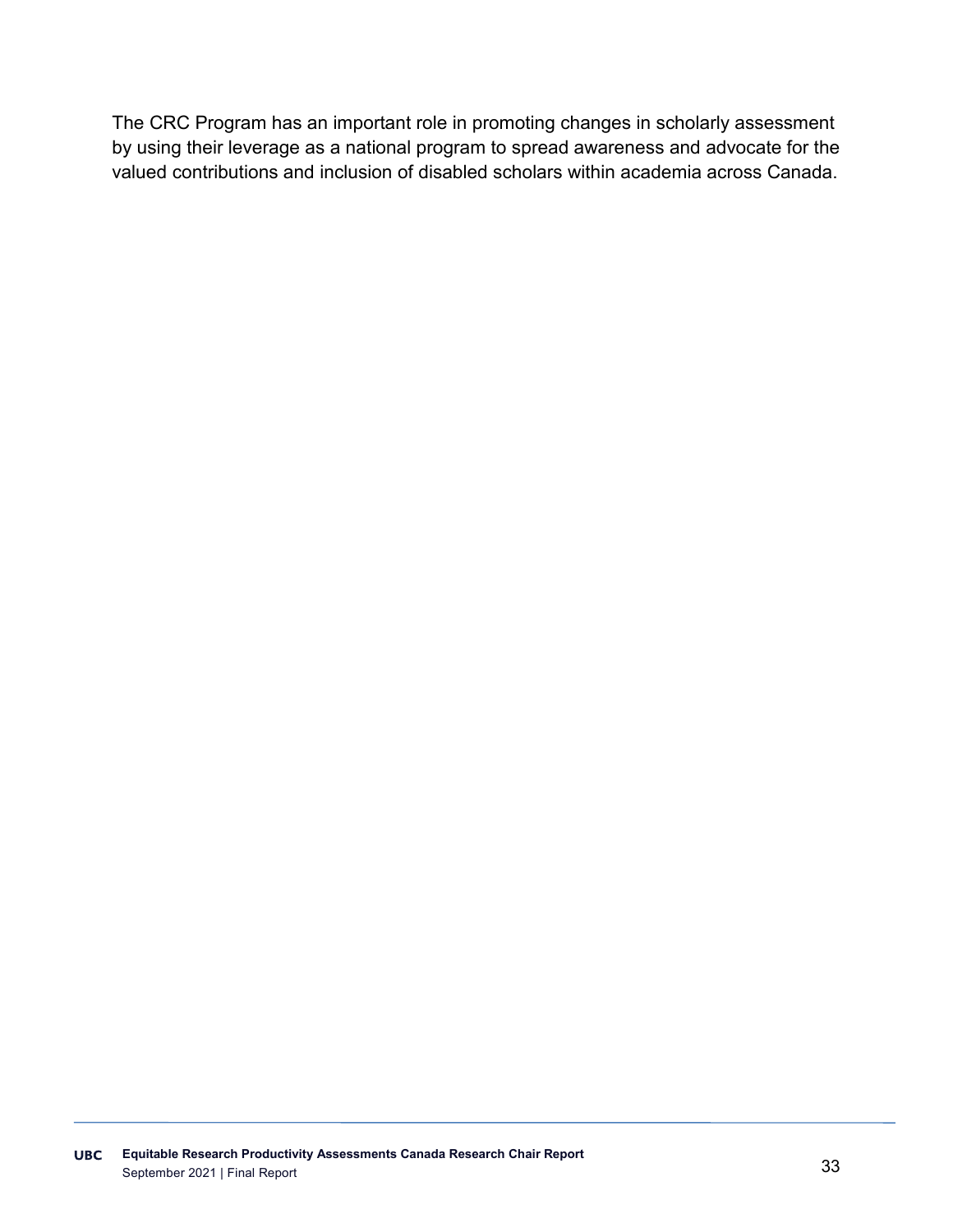The CRC Program has an important role in promoting changes in scholarly assessment by using their leverage as a national program to spread awareness and advocate for the valued contributions and inclusion of disabled scholars within academia across Canada.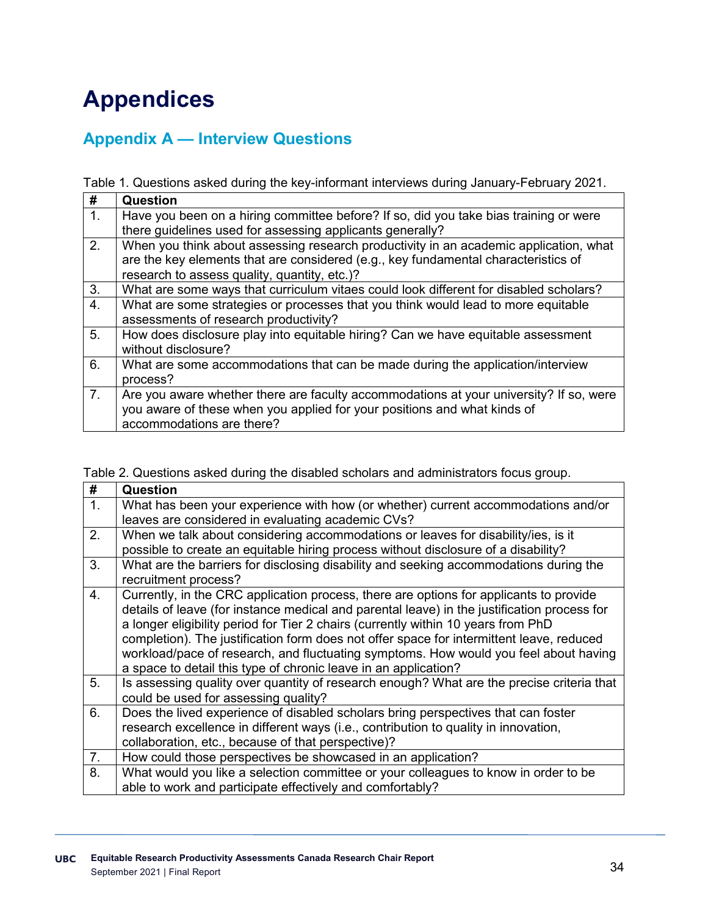# Appendices

## Appendix A — Interview Questions

Table 1. Questions asked during the key-informant interviews during January-February 2021.

| # | Question |
|---|---|
| 1. | Have you been on a hiring committee before? If so, did you take bias training or were there guidelines used for assessing applicants generally? |
| 2. | When you think about assessing research productivity in an academic application, what are the key elements that are considered (e.g., key fundamental characteristics of research to assess quality, quantity, etc.)? |
| 3. | What are some ways that curriculum vitaes could look different for disabled scholars? |
| 4. | What are some strategies or processes that you think would lead to more equitable assessments of research productivity? |
| 5. | How does disclosure play into equitable hiring? Can we have equitable assessment without disclosure? |
| 6. | What are some accommodations that can be made during the application/interview process? |
| 7. | Are you aware whether there are faculty accommodations at your university? If so, were you aware of these when you applied for your positions and what kinds of accommodations are there? |

Table 2. Questions asked during the disabled scholars and administrators focus group.

| # | Question |
|---|---|
| 1. | What has been your experience with how (or whether) current accommodations and/or leaves are considered in evaluating academic CVs? |
| 2. | When we talk about considering accommodations or leaves for disability/ies, is it possible to create an equitable hiring process without disclosure of a disability? |
| 3. | What are the barriers for disclosing disability and seeking accommodations during the recruitment process? |
| 4. | Currently, in the CRC application process, there are options for applicants to provide details of leave (for instance medical and parental leave) in the justification process for a longer eligibility period for Tier 2 chairs (currently within 10 years from PhD completion). The justification form does not offer space for intermittent leave, reduced workload/pace of research, and fluctuating symptoms. How would you feel about having a space to detail this type of chronic leave in an application? |
| 5. | Is assessing quality over quantity of research enough? What are the precise criteria that could be used for assessing quality? |
| 6. | Does the lived experience of disabled scholars bring perspectives that can foster research excellence in different ways (i.e., contribution to quality in innovation, collaboration, etc., because of that perspective)? |
| 7. | How could those perspectives be showcased in an application? |
| 8. | What would you like a selection committee or your colleagues to know in order to be able to work and participate effectively and comfortably? |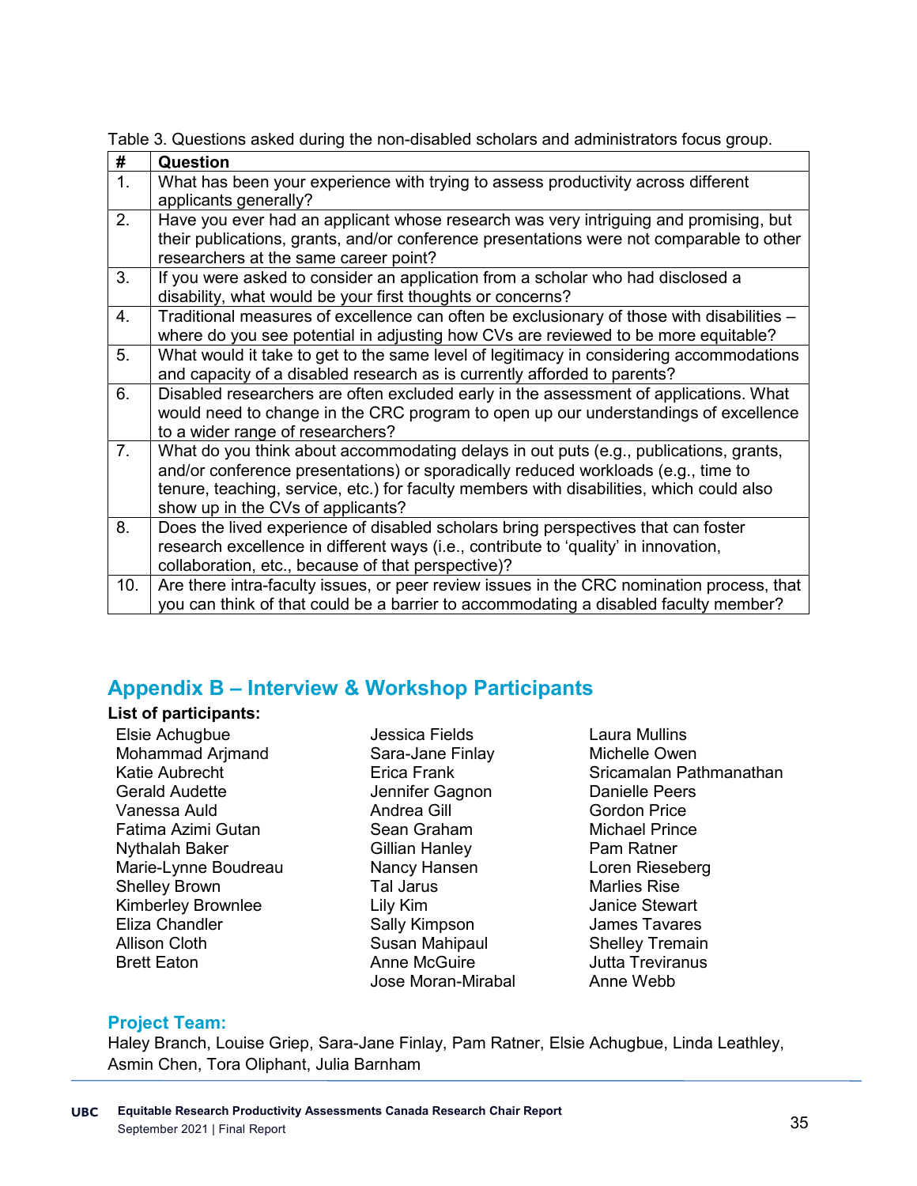Table 3. Questions asked during the non-disabled scholars and administrators focus group.

| # | Question |
|---|---|
| 1. | What has been your experience with trying to assess productivity across different applicants generally? |
| 2. | Have you ever had an applicant whose research was very intriguing and promising, but their publications, grants, and/or conference presentations were not comparable to other researchers at the same career point? |
| 3. | If you were asked to consider an application from a scholar who had disclosed a disability, what would be your first thoughts or concerns? |
| 4. | Traditional measures of excellence can often be exclusionary of those with disabilities – where do you see potential in adjusting how CVs are reviewed to be more equitable? |
| 5. | What would it take to get to the same level of legitimacy in considering accommodations and capacity of a disabled research as is currently afforded to parents? |
| 6. | Disabled researchers are often excluded early in the assessment of applications. What would need to change in the CRC program to open up our understandings of excellence to a wider range of researchers? |
| 7. | What do you think about accommodating delays in out puts (e.g., publications, grants, and/or conference presentations) or sporadically reduced workloads (e.g., time to tenure, teaching, service, etc.) for faculty members with disabilities, which could also show up in the CVs of applicants? |
| 8. | Does the lived experience of disabled scholars bring perspectives that can foster research excellence in different ways (i.e., contribute to 'quality' in innovation, collaboration, etc., because of that perspective)? |
| 10. | Are there intra-faculty issues, or peer review issues in the CRC nomination process, that you can think of that could be a barrier to accommodating a disabled faculty member? |

## Appendix B – Interview & Workshop Participants

**List of participants:**

Elsie Achugbue
Mohammad Arjmand
Katie Aubrecht
Gerald Audette
Vanessa Auld
Fatima Azimi Gutan
Nythalah Baker
Marie-Lynne Boudreau
Shelley Brown
Kimberley Brownlee
Eliza Chandler
Allison Cloth
Brett Eaton
Jessica Fields
Sara-Jane Finlay
Erica Frank
Jennifer Gagnon
Andrea Gill
Sean Graham
Gillian Hanley
Nancy Hansen
Tal Jarus
Lily Kim
Sally Kimpson
Susan Mahipaul
Anne McGuire
Jose Moran-Mirabal
Laura Mullins
Michelle Owen
Sricamalan Pathmanathan
Danielle Peers
Gordon Price
Michael Prince
Pam Ratner
Loren Rieseberg
Marlies Rise
Janice Stewart
James Tavares
Shelley Tremain
Jutta Treviranus
Anne Webb

### Project Team:

Haley Branch, Louise Griep, Sara-Jane Finlay, Pam Ratner, Elsie Achugbue, Linda Leathley, Asmin Chen, Tora Oliphant, Julia Barnham